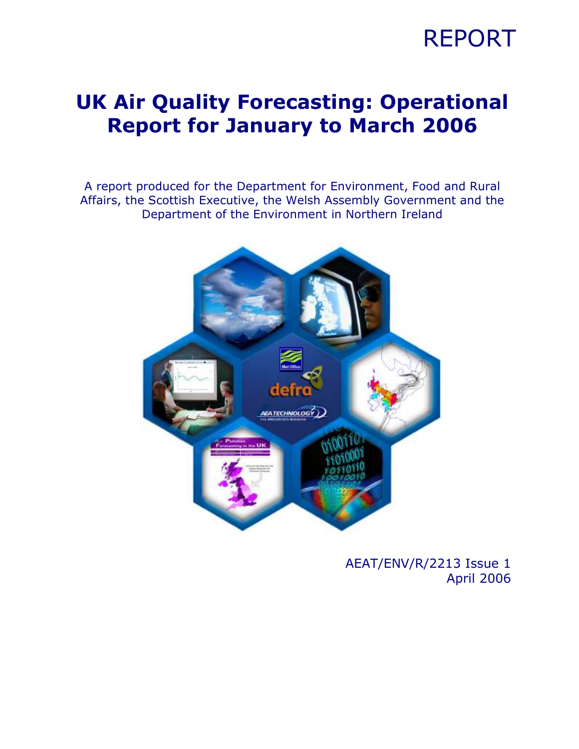REPORT

# UK Air Quality Forecasting: Operational Report for January to March 2006

A report produced for the Department for Environment, Food and Rural Affairs, the Scottish Executive, the Welsh Assembly Government and the Department of the Environment in Northern Ireland

AEAT/ENV/R/2213 Issue 1
April 2006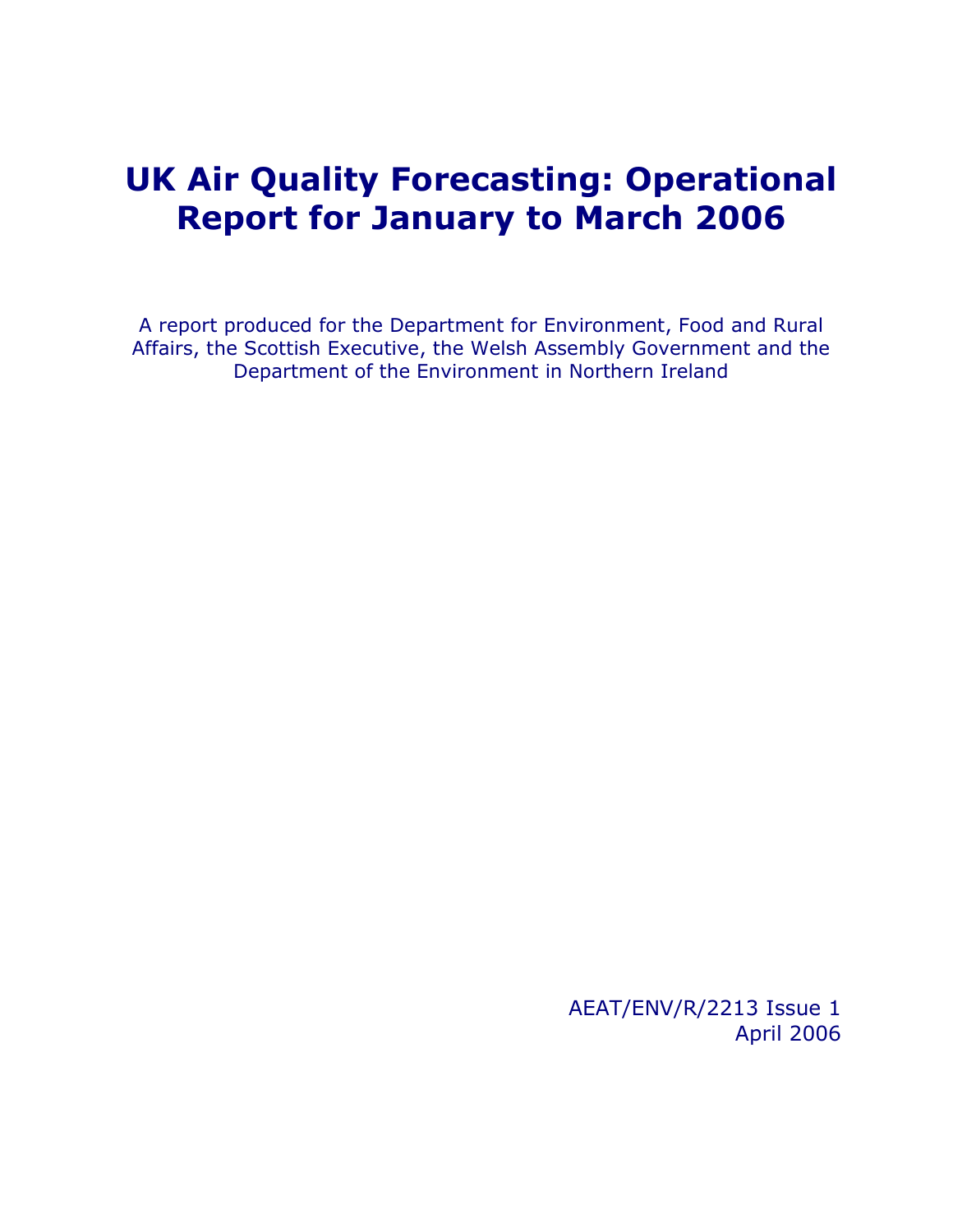# UK Air Quality Forecasting: Operational Report for January to March 2006

A report produced for the Department for Environment, Food and Rural Affairs, the Scottish Executive, the Welsh Assembly Government and the Department of the Environment in Northern Ireland

AEAT/ENV/R/2213 Issue 1
April 2006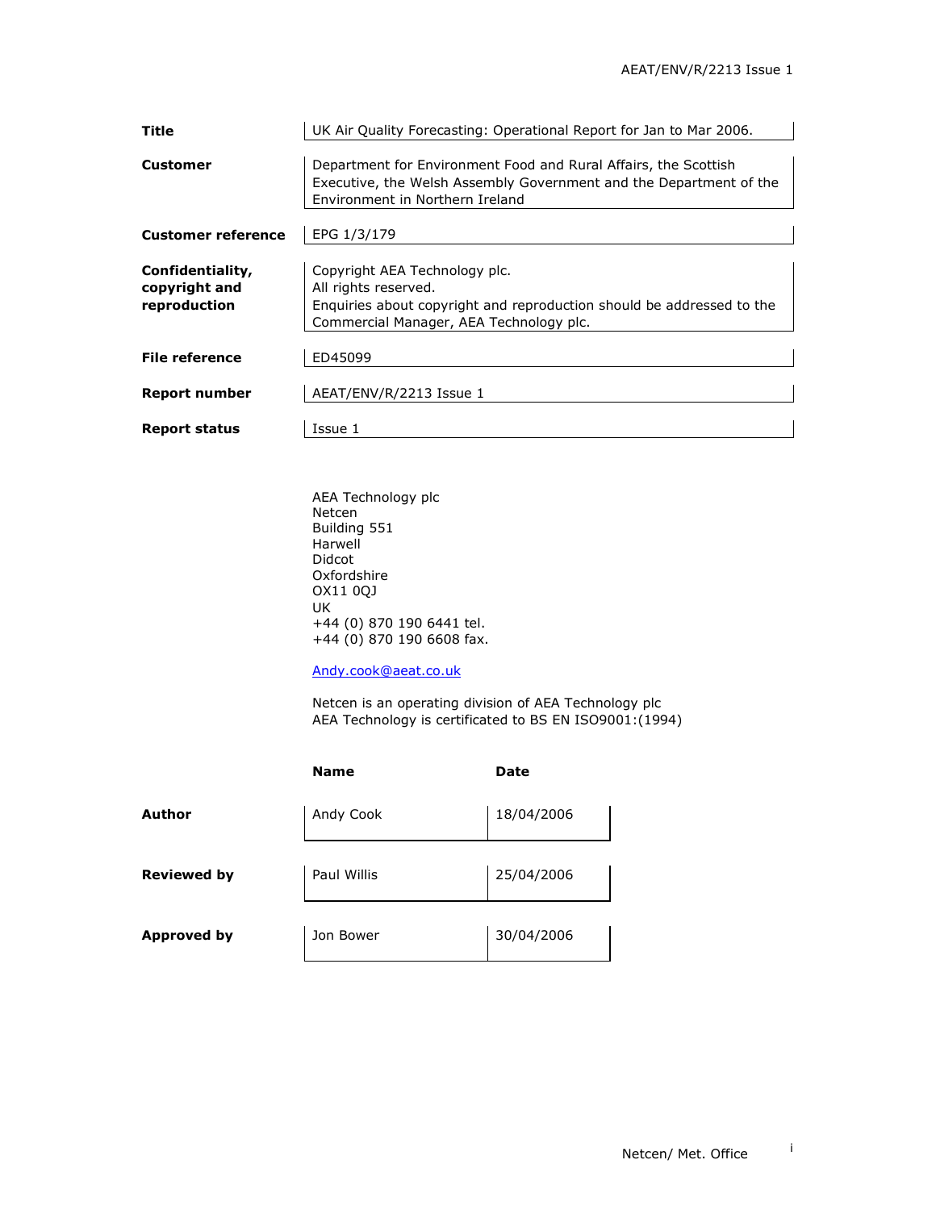| | |
|---|---|
| **Title** | UK Air Quality Forecasting: Operational Report for Jan to Mar 2006. |
| **Customer** | Department for Environment Food and Rural Affairs, the Scottish Executive, the Welsh Assembly Government and the Department of the Environment in Northern Ireland |
| **Customer reference** | EPG 1/3/179 |
| **Confidentiality, copyright and reproduction** | Copyright AEA Technology plc.<br>All rights reserved.<br>Enquiries about copyright and reproduction should be addressed to the Commercial Manager, AEA Technology plc. |
| **File reference** | ED45099 |
| **Report number** | AEAT/ENV/R/2213 Issue 1 |
| **Report status** | Issue 1 |

AEA Technology plc
Netcen
Building 551
Harwell
Didcot
Oxfordshire
OX11 0QJ
UK
+44 (0) 870 190 6441 tel.
+44 (0) 870 190 6608 fax.

Andy.cook@aeat.co.uk

Netcen is an operating division of AEA Technology plc
AEA Technology is certificated to BS EN ISO9001:(1994)

| | Name | Date |
|---|---|---|
| **Author** | Andy Cook | 18/04/2006 |
| **Reviewed by** | Paul Willis | 25/04/2006 |
| **Approved by** | Jon Bower | 30/04/2006 |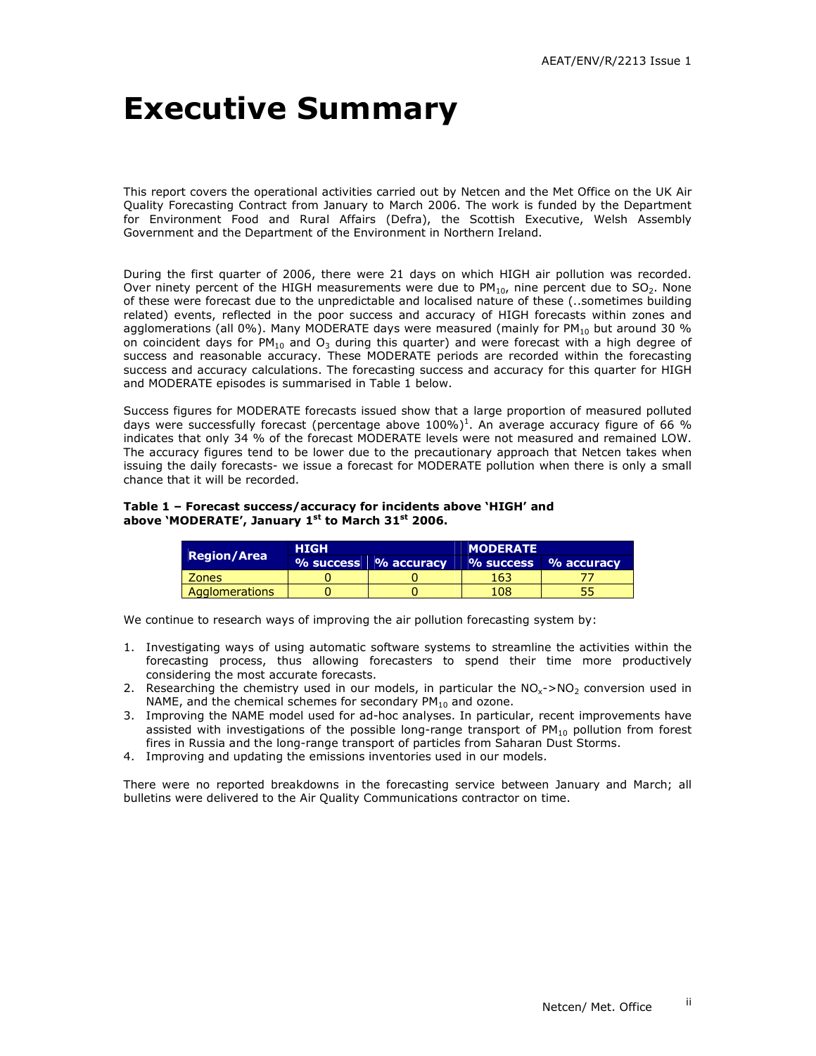# Executive Summary

This report covers the operational activities carried out by Netcen and the Met Office on the UK Air Quality Forecasting Contract from January to March 2006. The work is funded by the Department for Environment Food and Rural Affairs (Defra), the Scottish Executive, Welsh Assembly Government and the Department of the Environment in Northern Ireland.

During the first quarter of 2006, there were 21 days on which HIGH air pollution was recorded. Over ninety percent of the HIGH measurements were due to $PM_{10}$, nine percent due to $SO_2$. None of these were forecast due to the unpredictable and localised nature of these (..sometimes building related) events, reflected in the poor success and accuracy of HIGH forecasts within zones and agglomerations (all 0%). Many MODERATE days were measured (mainly for $PM_{10}$ but around 30 % on coincident days for $PM_{10}$ and $O_3$ during this quarter) and were forecast with a high degree of success and reasonable accuracy. These MODERATE periods are recorded within the forecasting success and accuracy calculations. The forecasting success and accuracy for this quarter for HIGH and MODERATE episodes is summarised in Table 1 below.

Success figures for MODERATE forecasts issued show that a large proportion of measured polluted days were successfully forecast (percentage above 100%)[1]. An average accuracy figure of 66 % indicates that only 34 % of the forecast MODERATE levels were not measured and remained LOW. The accuracy figures tend to be lower due to the precautionary approach that Netcen takes when issuing the daily forecasts- we issue a forecast for MODERATE pollution when there is only a small chance that it will be recorded.

**Table 1 – Forecast success/accuracy for incidents above 'HIGH' and above 'MODERATE', January 1st to March 31st 2006.**

| Region/Area | HIGH | | MODERATE | |
|---|---|---|---|---|
| | % success | % accuracy | % success | % accuracy |
| Zones | 0 | 0 | 163 | 77 |
| Agglomerations | 0 | 0 | 108 | 55 |

We continue to research ways of improving the air pollution forecasting system by:

1. Investigating ways of using automatic software systems to streamline the activities within the forecasting process, thus allowing forecasters to spend their time more productively considering the most accurate forecasts.
2. Researching the chemistry used in our models, in particular the $NO_x$->$NO_2$ conversion used in NAME, and the chemical schemes for secondary $PM_{10}$ and ozone.
3. Improving the NAME model used for ad-hoc analyses. In particular, recent improvements have assisted with investigations of the possible long-range transport of $PM_{10}$ pollution from forest fires in Russia and the long-range transport of particles from Saharan Dust Storms.
4. Improving and updating the emissions inventories used in our models.

There were no reported breakdowns in the forecasting service between January and March; all bulletins were delivered to the Air Quality Communications contractor on time.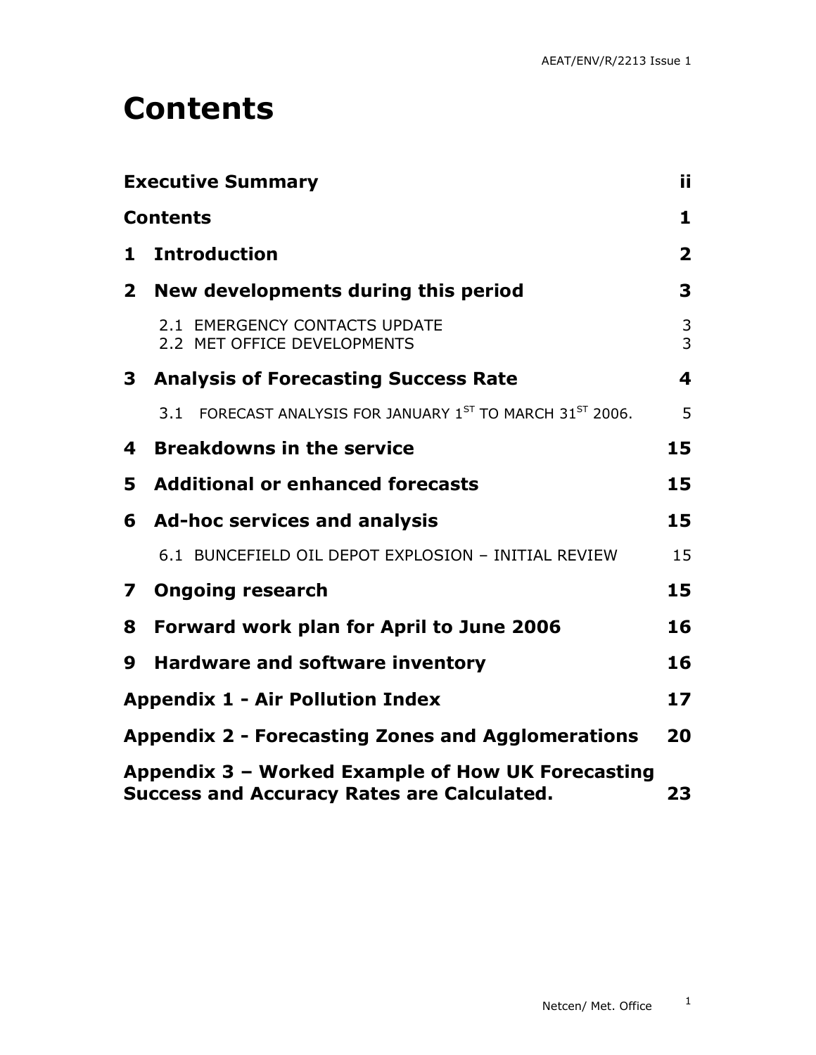# Contents

| | |
|---|---|
| **Executive Summary** | **ii** |
| **Contents** | **1** |
| **1 Introduction** | **2** |
| **2 New developments during this period** | **3** |
| 2.1 EMERGENCY CONTACTS UPDATE | 3 |
| 2.2 MET OFFICE DEVELOPMENTS | 3 |
| **3 Analysis of Forecasting Success Rate** | **4** |
| 3.1 FORECAST ANALYSIS FOR JANUARY 1ST TO MARCH 31ST 2006. | 5 |
| **4 Breakdowns in the service** | **15** |
| **5 Additional or enhanced forecasts** | **15** |
| **6 Ad-hoc services and analysis** | **15** |
| 6.1 BUNCEFIELD OIL DEPOT EXPLOSION – INITIAL REVIEW | 15 |
| **7 Ongoing research** | **15** |
| **8 Forward work plan for April to June 2006** | **16** |
| **9 Hardware and software inventory** | **16** |
| **Appendix 1 - Air Pollution Index** | **17** |
| **Appendix 2 - Forecasting Zones and Agglomerations** | **20** |
| **Appendix 3 – Worked Example of How UK Forecasting Success and Accuracy Rates are Calculated.** | **23** |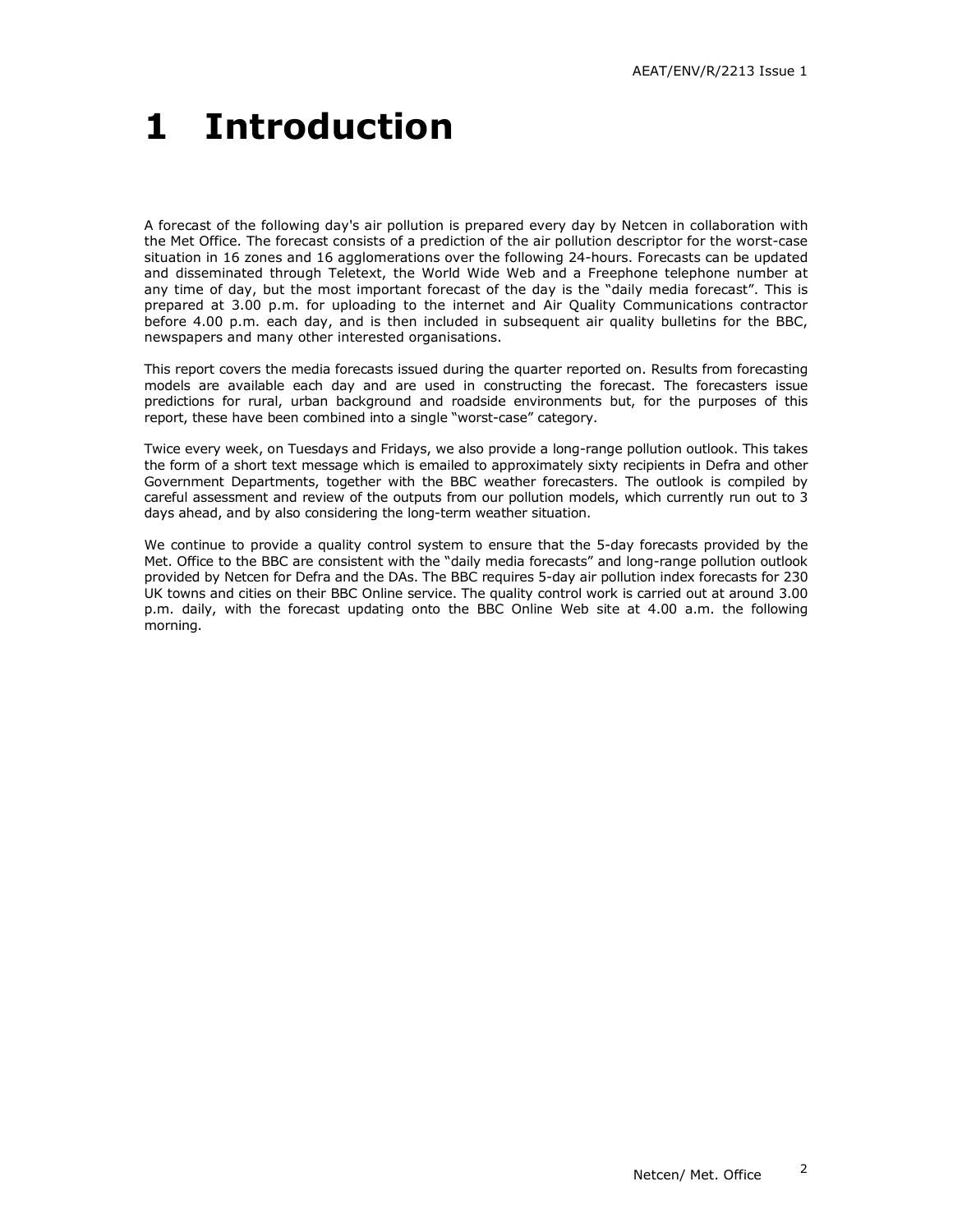# 1 Introduction

A forecast of the following day's air pollution is prepared every day by Netcen in collaboration with the Met Office. The forecast consists of a prediction of the air pollution descriptor for the worst-case situation in 16 zones and 16 agglomerations over the following 24-hours. Forecasts can be updated and disseminated through Teletext, the World Wide Web and a Freephone telephone number at any time of day, but the most important forecast of the day is the "daily media forecast". This is prepared at 3.00 p.m. for uploading to the internet and Air Quality Communications contractor before 4.00 p.m. each day, and is then included in subsequent air quality bulletins for the BBC, newspapers and many other interested organisations.

This report covers the media forecasts issued during the quarter reported on. Results from forecasting models are available each day and are used in constructing the forecast. The forecasters issue predictions for rural, urban background and roadside environments but, for the purposes of this report, these have been combined into a single "worst-case" category.

Twice every week, on Tuesdays and Fridays, we also provide a long-range pollution outlook. This takes the form of a short text message which is emailed to approximately sixty recipients in Defra and other Government Departments, together with the BBC weather forecasters. The outlook is compiled by careful assessment and review of the outputs from our pollution models, which currently run out to 3 days ahead, and by also considering the long-term weather situation.

We continue to provide a quality control system to ensure that the 5-day forecasts provided by the Met. Office to the BBC are consistent with the "daily media forecasts" and long-range pollution outlook provided by Netcen for Defra and the DAs. The BBC requires 5-day air pollution index forecasts for 230 UK towns and cities on their BBC Online service. The quality control work is carried out at around 3.00 p.m. daily, with the forecast updating onto the BBC Online Web site at 4.00 a.m. the following morning.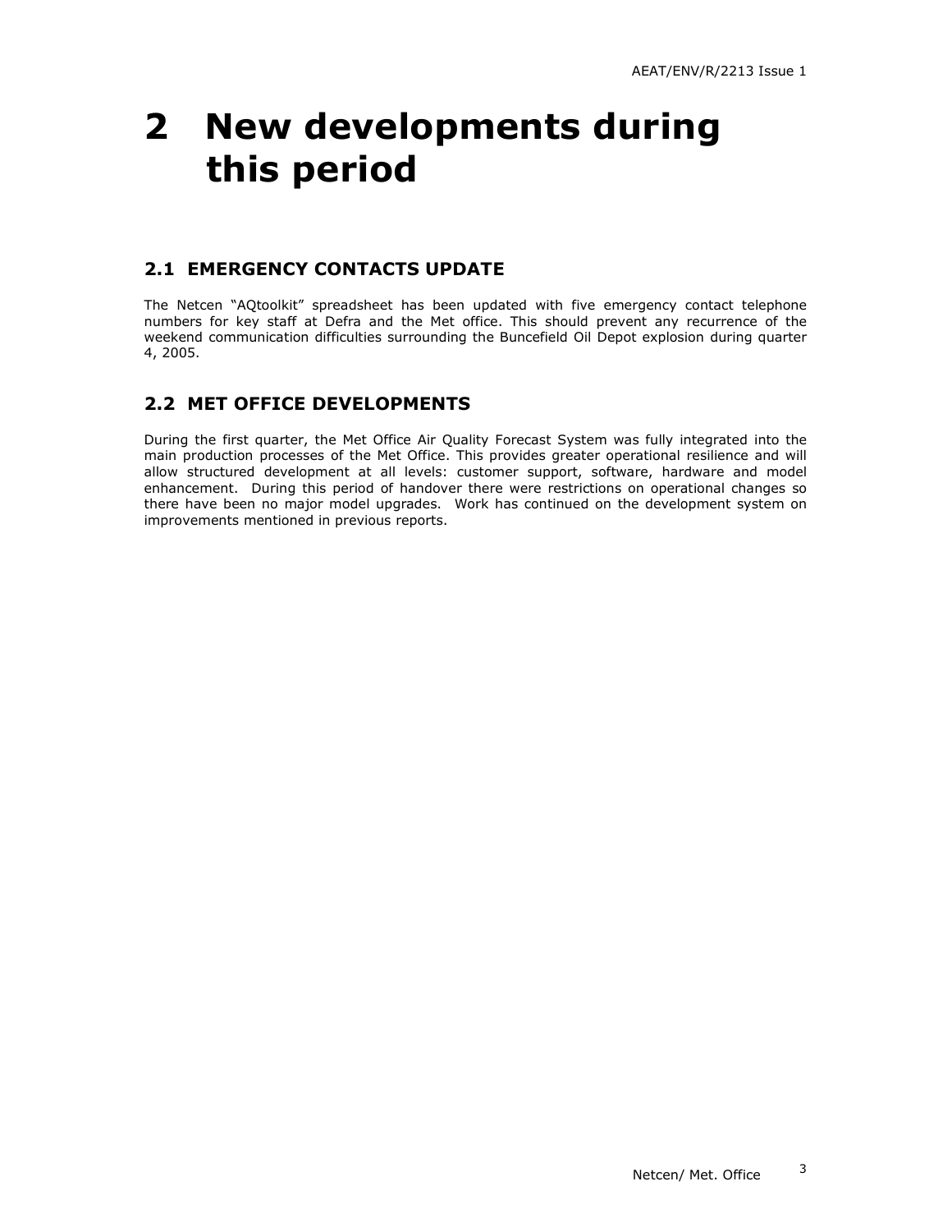# 2 New developments during this period

## 2.1 EMERGENCY CONTACTS UPDATE

The Netcen "AQtoolkit" spreadsheet has been updated with five emergency contact telephone numbers for key staff at Defra and the Met office. This should prevent any recurrence of the weekend communication difficulties surrounding the Buncefield Oil Depot explosion during quarter 4, 2005.

## 2.2 MET OFFICE DEVELOPMENTS

During the first quarter, the Met Office Air Quality Forecast System was fully integrated into the main production processes of the Met Office. This provides greater operational resilience and will allow structured development at all levels: customer support, software, hardware and model enhancement. During this period of handover there were restrictions on operational changes so there have been no major model upgrades. Work has continued on the development system on improvements mentioned in previous reports.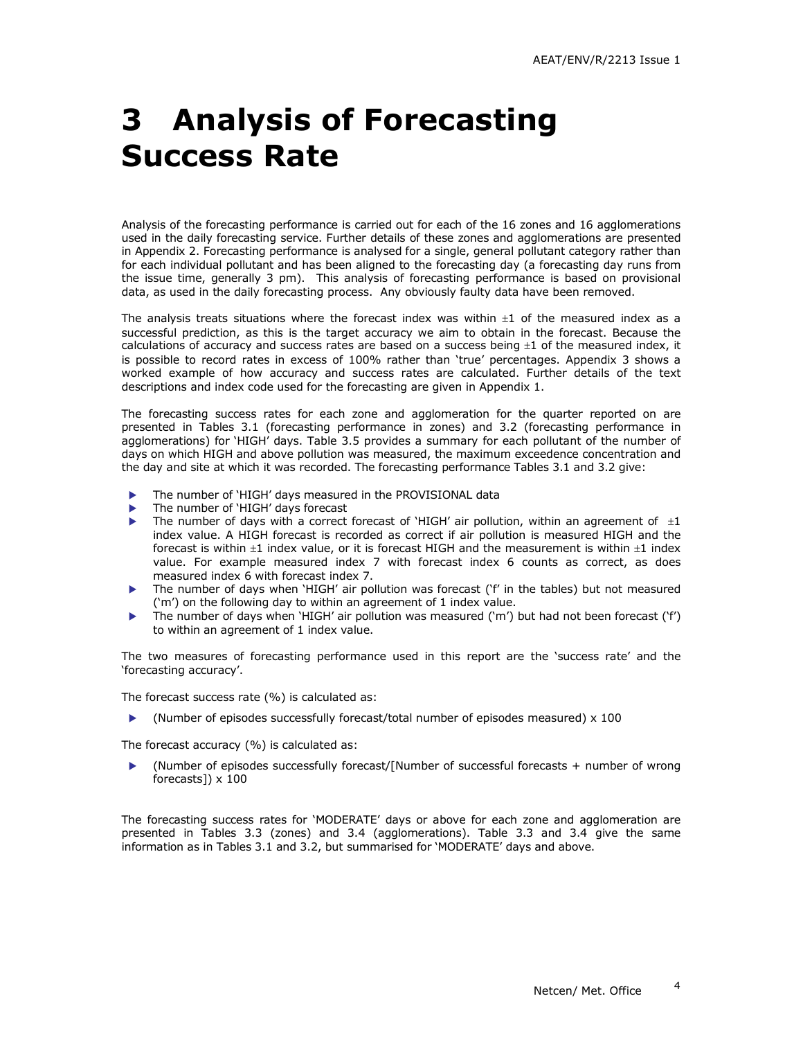# 3 Analysis of Forecasting Success Rate

Analysis of the forecasting performance is carried out for each of the 16 zones and 16 agglomerations used in the daily forecasting service. Further details of these zones and agglomerations are presented in Appendix 2. Forecasting performance is analysed for a single, general pollutant category rather than for each individual pollutant and has been aligned to the forecasting day (a forecasting day runs from the issue time, generally 3 pm). This analysis of forecasting performance is based on provisional data, as used in the daily forecasting process. Any obviously faulty data have been removed.

The analysis treats situations where the forecast index was within ±1 of the measured index as a successful prediction, as this is the target accuracy we aim to obtain in the forecast. Because the calculations of accuracy and success rates are based on a success being ±1 of the measured index, it is possible to record rates in excess of 100% rather than 'true' percentages. Appendix 3 shows a worked example of how accuracy and success rates are calculated. Further details of the text descriptions and index code used for the forecasting are given in Appendix 1.

The forecasting success rates for each zone and agglomeration for the quarter reported on are presented in Tables 3.1 (forecasting performance in zones) and 3.2 (forecasting performance in agglomerations) for 'HIGH' days. Table 3.5 provides a summary for each pollutant of the number of days on which HIGH and above pollution was measured, the maximum exceedence concentration and the day and site at which it was recorded. The forecasting performance Tables 3.1 and 3.2 give:

- The number of 'HIGH' days measured in the PROVISIONAL data
- The number of 'HIGH' days forecast
- The number of days with a correct forecast of 'HIGH' air pollution, within an agreement of ±1 index value. A HIGH forecast is recorded as correct if air pollution is measured HIGH and the forecast is within ±1 index value, or it is forecast HIGH and the measurement is within ±1 index value. For example measured index 7 with forecast index 6 counts as correct, as does measured index 6 with forecast index 7.
- The number of days when 'HIGH' air pollution was forecast ('f' in the tables) but not measured ('m') on the following day to within an agreement of 1 index value.
- The number of days when 'HIGH' air pollution was measured ('m') but had not been forecast ('f') to within an agreement of 1 index value.

The two measures of forecasting performance used in this report are the 'success rate' and the 'forecasting accuracy'.

The forecast success rate (%) is calculated as:

- (Number of episodes successfully forecast/total number of episodes measured) x 100

The forecast accuracy (%) is calculated as:

- (Number of episodes successfully forecast/[Number of successful forecasts + number of wrong forecasts]) x 100

The forecasting success rates for 'MODERATE' days or above for each zone and agglomeration are presented in Tables 3.3 (zones) and 3.4 (agglomerations). Table 3.3 and 3.4 give the same information as in Tables 3.1 and 3.2, but summarised for 'MODERATE' days and above.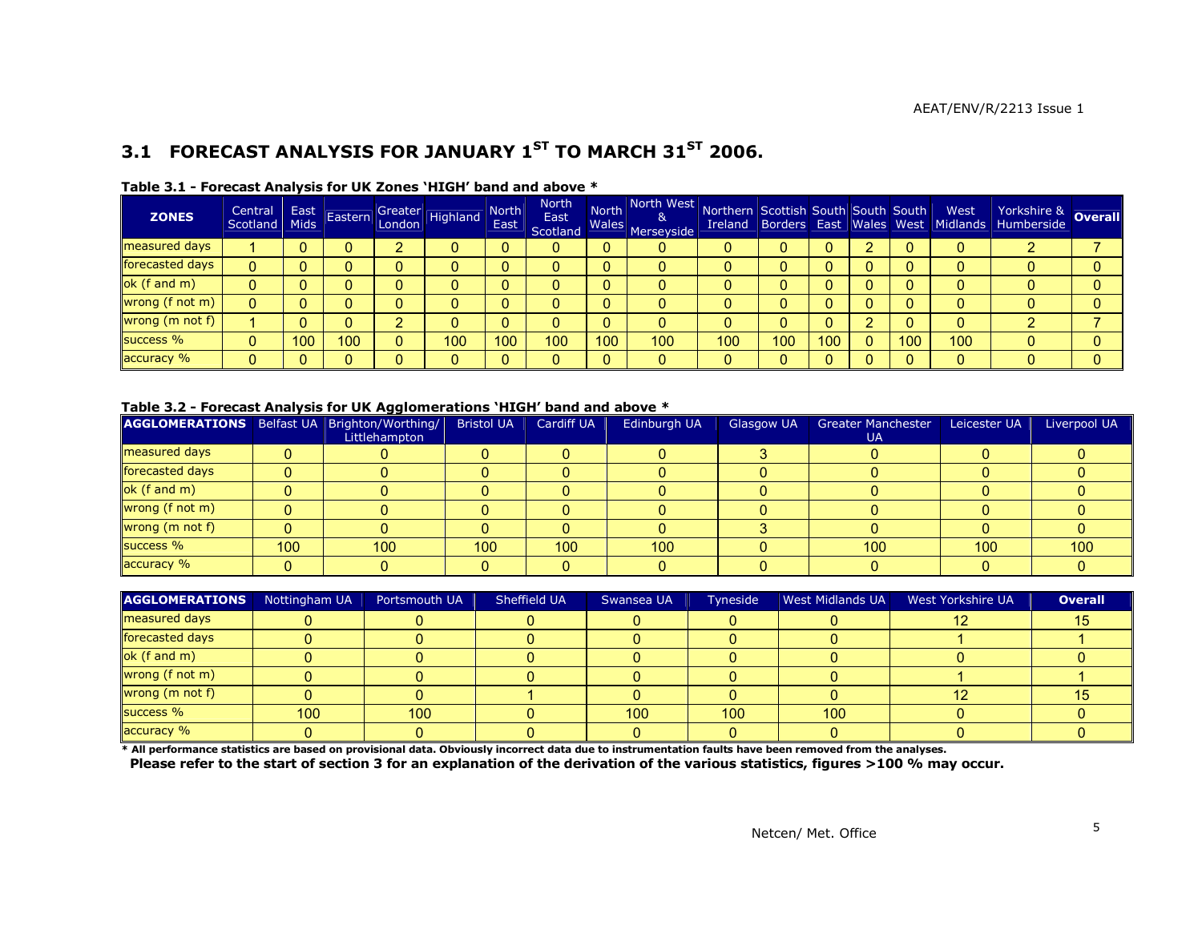## 3.1 FORECAST ANALYSIS FOR JANUARY 1ST TO MARCH 31ST 2006.

**Table 3.1 - Forecast Analysis for UK Zones 'HIGH' band and above ***

| ZONES | Central Scotland | East Mids | Eastern | Greater London | Highland | North East | North East Scotland | North Wales | North West & Merseyside | Northern Ireland | Scottish Borders | South East | South Wales | South West | West Midlands | Yorkshire & Humberside | Overall |
|---|---|---|---|---|---|---|---|---|---|---|---|---|---|---|---|---|---|
| measured days | 1 | 0 | 0 | 2 | 0 | 0 | 0 | 0 | 0 | 0 | 0 | 0 | 2 | 0 | 0 | 2 | 7 |
| forecasted days | 0 | 0 | 0 | 0 | 0 | 0 | 0 | 0 | 0 | 0 | 0 | 0 | 0 | 0 | 0 | 0 | 0 |
| ok (f and m) | 0 | 0 | 0 | 0 | 0 | 0 | 0 | 0 | 0 | 0 | 0 | 0 | 0 | 0 | 0 | 0 | 0 |
| wrong (f not m) | 0 | 0 | 0 | 0 | 0 | 0 | 0 | 0 | 0 | 0 | 0 | 0 | 0 | 0 | 0 | 0 | 0 |
| wrong (m not f) | 1 | 0 | 0 | 2 | 0 | 0 | 0 | 0 | 0 | 0 | 0 | 0 | 2 | 0 | 0 | 2 | 7 |
| success % | 0 | 100 | 100 | 0 | 100 | 100 | 100 | 100 | 100 | 100 | 100 | 100 | 0 | 100 | 100 | 0 | 0 |
| accuracy % | 0 | 0 | 0 | 0 | 0 | 0 | 0 | 0 | 0 | 0 | 0 | 0 | 0 | 0 | 0 | 0 | 0 |

**Table 3.2 - Forecast Analysis for UK Agglomerations 'HIGH' band and above ***

| AGGLOMERATIONS | Belfast UA | Brighton/Worthing/ Littlehampton | Bristol UA | Cardiff UA | Edinburgh UA | Glasgow UA | Greater Manchester UA | Leicester UA | Liverpool UA |
|---|---|---|---|---|---|---|---|---|---|
| measured days | 0 | 0 | 0 | 0 | 0 | 3 | 0 | 0 | 0 |
| forecasted days | 0 | 0 | 0 | 0 | 0 | 0 | 0 | 0 | 0 |
| ok (f and m) | 0 | 0 | 0 | 0 | 0 | 0 | 0 | 0 | 0 |
| wrong (f not m) | 0 | 0 | 0 | 0 | 0 | 0 | 0 | 0 | 0 |
| wrong (m not f) | 0 | 0 | 0 | 0 | 0 | 3 | 0 | 0 | 0 |
| success % | 100 | 100 | 100 | 100 | 100 | 0 | 100 | 100 | 100 |
| accuracy % | 0 | 0 | 0 | 0 | 0 | 0 | 0 | 0 | 0 |

| AGGLOMERATIONS | Nottingham UA | Portsmouth UA | Sheffield UA | Swansea UA | Tyneside | West Midlands UA | West Yorkshire UA | Overall |
|---|---|---|---|---|---|---|---|---|
| measured days | 0 | 0 | 0 | 0 | 0 | 0 | 12 | 15 |
| forecasted days | 0 | 0 | 0 | 0 | 0 | 0 | 1 | 1 |
| ok (f and m) | 0 | 0 | 0 | 0 | 0 | 0 | 0 | 0 |
| wrong (f not m) | 0 | 0 | 0 | 0 | 0 | 0 | 1 | 1 |
| wrong (m not f) | 0 | 0 | 1 | 0 | 0 | 0 | 12 | 15 |
| success % | 100 | 100 | 0 | 100 | 100 | 100 | 0 | 0 |
| accuracy % | 0 | 0 | 0 | 0 | 0 | 0 | 0 | 0 |

**\* All performance statistics are based on provisional data. Obviously incorrect data due to instrumentation faults have been removed from the analyses.**

**Please refer to the start of section 3 for an explanation of the derivation of the various statistics, figures >100 % may occur.**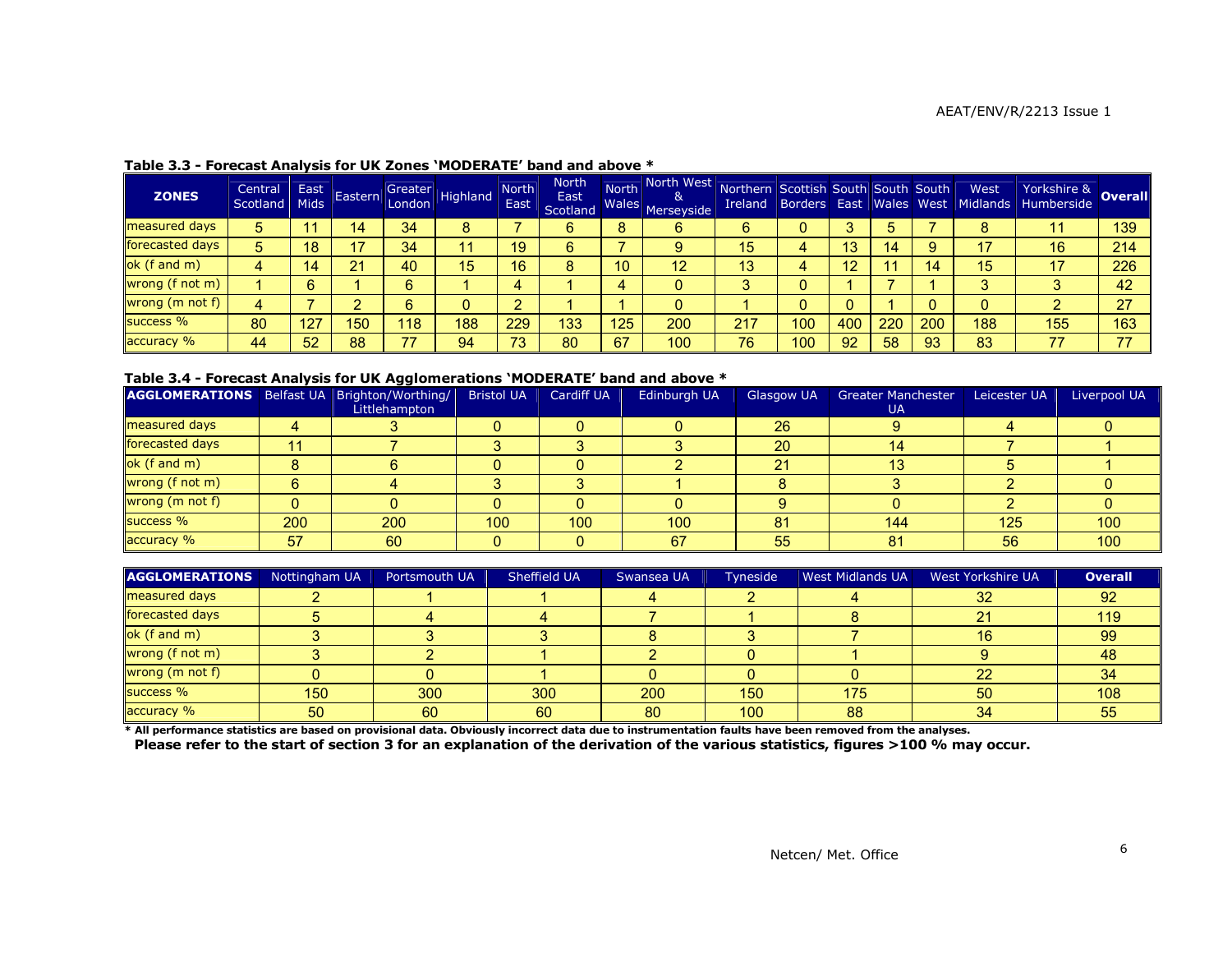**Table 3.3 - Forecast Analysis for UK Zones 'MODERATE' band and above ***

| ZONES | Central Scotland | East Mids | Eastern | Greater London | Highland | North East | North East Scotland | North Wales | North West & Merseyside | Northern Ireland | Scottish Borders | South East | South Wales | South West | West Midlands | Yorkshire & Humberside | Overall |
|---|---|---|---|---|---|---|---|---|---|---|---|---|---|---|---|---|---|
| measured days | 5 | 11 | 14 | 34 | 8 | 7 | 6 | 8 | 6 | 6 | 0 | 3 | 5 | 7 | 8 | 11 | 139 |
| forecasted days | 5 | 18 | 17 | 34 | 11 | 19 | 6 | 7 | 9 | 15 | 4 | 13 | 14 | 9 | 17 | 16 | 214 |
| ok (f and m) | 4 | 14 | 21 | 40 | 15 | 16 | 8 | 10 | 12 | 13 | 4 | 12 | 11 | 14 | 15 | 17 | 226 |
| wrong (f not m) | 1 | 6 | 1 | 6 | 1 | 4 | 1 | 4 | 0 | 3 | 0 | 1 | 7 | 1 | 3 | 3 | 42 |
| wrong (m not f) | 4 | 7 | 2 | 6 | 0 | 2 | 1 | 1 | 0 | 1 | 0 | 0 | 1 | 0 | 0 | 2 | 27 |
| success % | 80 | 127 | 150 | 118 | 188 | 229 | 133 | 125 | 200 | 217 | 100 | 400 | 220 | 200 | 188 | 155 | 163 |
| accuracy % | 44 | 52 | 88 | 77 | 94 | 73 | 80 | 67 | 100 | 76 | 100 | 92 | 58 | 93 | 83 | 77 | 77 |

**Table 3.4 - Forecast Analysis for UK Agglomerations 'MODERATE' band and above ***

| AGGLOMERATIONS | Belfast UA | Brighton/Worthing/ Littlehampton | Bristol UA | Cardiff UA | Edinburgh UA | Glasgow UA | Greater Manchester UA | Leicester UA | Liverpool UA |
|---|---|---|---|---|---|---|---|---|---|
| measured days | 4 | 3 | 0 | 0 | 0 | 26 | 9 | 4 | 0 |
| forecasted days | 11 | 7 | 3 | 3 | 3 | 20 | 14 | 7 | 1 |
| ok (f and m) | 8 | 6 | 0 | 0 | 2 | 21 | 13 | 5 | 1 |
| wrong (f not m) | 6 | 4 | 3 | 3 | 1 | 8 | 3 | 2 | 0 |
| wrong (m not f) | 0 | 0 | 0 | 0 | 0 | 9 | 0 | 2 | 0 |
| success % | 200 | 200 | 100 | 100 | 100 | 81 | 144 | 125 | 100 |
| accuracy % | 57 | 60 | 0 | 0 | 67 | 55 | 81 | 56 | 100 |

| AGGLOMERATIONS | Nottingham UA | Portsmouth UA | Sheffield UA | Swansea UA | Tyneside | West Midlands UA | West Yorkshire UA | Overall |
|---|---|---|---|---|---|---|---|---|
| measured days | 2 | 1 | 1 | 4 | 2 | 4 | 32 | 92 |
| forecasted days | 5 | 4 | 4 | 7 | 1 | 8 | 21 | 119 |
| ok (f and m) | 3 | 3 | 3 | 8 | 3 | 7 | 16 | 99 |
| wrong (f not m) | 3 | 2 | 1 | 2 | 0 | 1 | 9 | 48 |
| wrong (m not f) | 0 | 0 | 1 | 0 | 0 | 0 | 22 | 34 |
| success % | 150 | 300 | 300 | 200 | 150 | 175 | 50 | 108 |
| accuracy % | 50 | 60 | 60 | 80 | 100 | 88 | 34 | 55 |

**\* All performance statistics are based on provisional data. Obviously incorrect data due to instrumentation faults have been removed from the analyses.**

**Please refer to the start of section 3 for an explanation of the derivation of the various statistics, figures >100 % may occur.**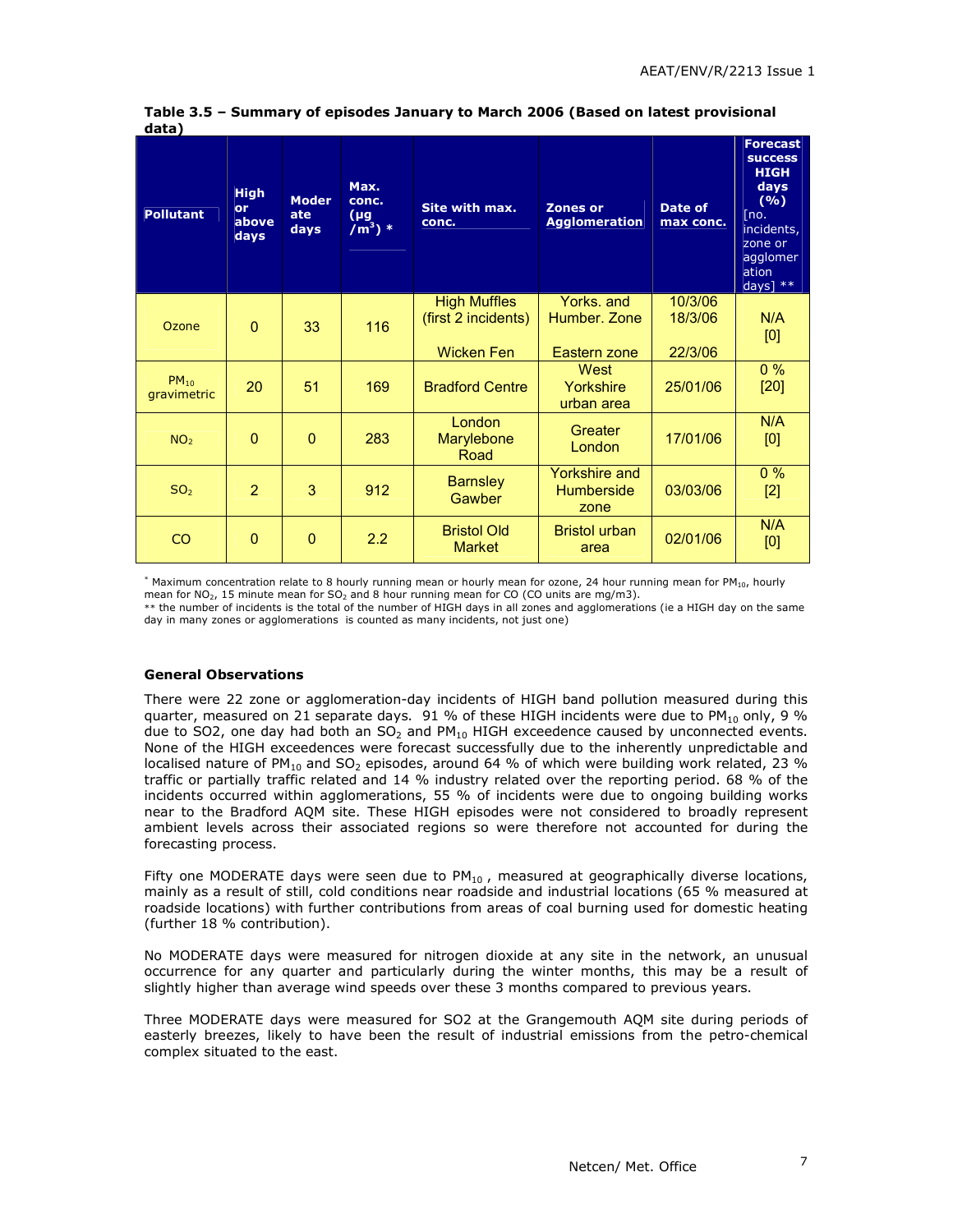**Table 3.5 – Summary of episodes January to March 2006 (Based on latest provisional data)**

| Pollutant | High or above days | Moderate days | Max. conc. (µg /m³) * | Site with max. conc. | Zones or Agglomeration | Date of max conc. | Forecast success HIGH days (%) [no. incidents, zone or agglomeration days] ** |
|---|---|---|---|---|---|---|---|
| Ozone | 0 | 33 | 116 | High Muffles (first 2 incidents) Wicken Fen | Yorks. and Humber. Zone Eastern zone | 10/3/06 18/3/06 22/3/06 | N/A [0] |
| $PM_{10}$ gravimetric | 20 | 51 | 169 | Bradford Centre | West Yorkshire urban area | 25/01/06 | 0 % [20] |
| $NO_2$ | 0 | 0 | 283 | London Marylebone Road | Greater London | 17/01/06 | N/A [0] |
| $SO_2$ | 2 | 3 | 912 | Barnsley Gawber | Yorkshire and Humberside zone | 03/03/06 | 0 % [2] |
| CO | 0 | 0 | 2.2 | Bristol Old Market | Bristol urban area | 02/01/06 | N/A [0] |

* Maximum concentration relate to 8 hourly running mean or hourly mean for ozone, 24 hour running mean for $PM_{10}$, hourly mean for $NO_2$, 15 minute mean for $SO_2$ and 8 hour running mean for CO (CO units are mg/m3).
** the number of incidents is the total of the number of HIGH days in all zones and agglomerations (ie a HIGH day on the same day in many zones or agglomerations is counted as many incidents, not just one)

### General Observations

There were 22 zone or agglomeration-day incidents of HIGH band pollution measured during this quarter, measured on 21 separate days. 91 % of these HIGH incidents were due to $PM_{10}$ only, 9 % due to SO2, one day had both an $SO_2$ and $PM_{10}$ HIGH exceedence caused by unconnected events. None of the HIGH exceedences were forecast successfully due to the inherently unpredictable and localised nature of $PM_{10}$ and $SO_2$ episodes, around 64 % of which were building work related, 23 % traffic or partially traffic related and 14 % industry related over the reporting period. 68 % of the incidents occurred within agglomerations, 55 % of incidents were due to ongoing building works near to the Bradford AQM site. These HIGH episodes were not considered to broadly represent ambient levels across their associated regions so were therefore not accounted for during the forecasting process.

Fifty one MODERATE days were seen due to $PM_{10}$, measured at geographically diverse locations, mainly as a result of still, cold conditions near roadside and industrial locations (65 % measured at roadside locations) with further contributions from areas of coal burning used for domestic heating (further 18 % contribution).

No MODERATE days were measured for nitrogen dioxide at any site in the network, an unusual occurrence for any quarter and particularly during the winter months, this may be a result of slightly higher than average wind speeds over these 3 months compared to previous years.

Three MODERATE days were measured for SO2 at the Grangemouth AQM site during periods of easterly breezes, likely to have been the result of industrial emissions from the petro-chemical complex situated to the east.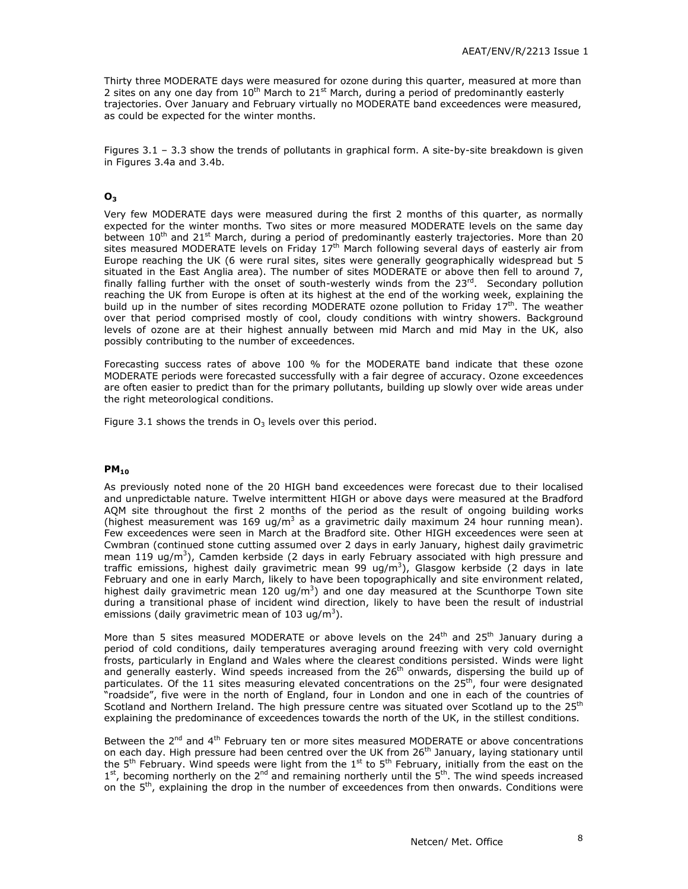Thirty three MODERATE days were measured for ozone during this quarter, measured at more than 2 sites on any one day from 10th March to 21st March, during a period of predominantly easterly trajectories. Over January and February virtually no MODERATE band exceedences were measured, as could be expected for the winter months.

Figures 3.1 – 3.3 show the trends of pollutants in graphical form. A site-by-site breakdown is given in Figures 3.4a and 3.4b.

### $O_3$

Very few MODERATE days were measured during the first 2 months of this quarter, as normally expected for the winter months. Two sites or more measured MODERATE levels on the same day between 10th and 21st March, during a period of predominantly easterly trajectories. More than 20 sites measured MODERATE levels on Friday 17th March following several days of easterly air from Europe reaching the UK (6 were rural sites, sites were generally geographically widespread but 5 situated in the East Anglia area). The number of sites MODERATE or above then fell to around 7, finally falling further with the onset of south-westerly winds from the 23rd. Secondary pollution reaching the UK from Europe is often at its highest at the end of the working week, explaining the build up in the number of sites recording MODERATE ozone pollution to Friday 17th. The weather over that period comprised mostly of cool, cloudy conditions with wintry showers. Background levels of ozone are at their highest annually between mid March and mid May in the UK, also possibly contributing to the number of exceedences.

Forecasting success rates of above 100 % for the MODERATE band indicate that these ozone MODERATE periods were forecasted successfully with a fair degree of accuracy. Ozone exceedences are often easier to predict than for the primary pollutants, building up slowly over wide areas under the right meteorological conditions.

Figure 3.1 shows the trends in $O_3$ levels over this period.

### $PM_{10}$

As previously noted none of the 20 HIGH band exceedences were forecast due to their localised and unpredictable nature. Twelve intermittent HIGH or above days were measured at the Bradford AQM site throughout the first 2 months of the period as the result of ongoing building works (highest measurement was 169 ug/m$^3$ as a gravimetric daily maximum 24 hour running mean). Few exceedences were seen in March at the Bradford site. Other HIGH exceedences were seen at Cwmbran (continued stone cutting assumed over 2 days in early January, highest daily gravimetric mean 119 ug/m$^3$), Camden kerbside (2 days in early February associated with high pressure and traffic emissions, highest daily gravimetric mean 99 ug/m$^3$), Glasgow kerbside (2 days in late February and one in early March, likely to have been topographically and site environment related, highest daily gravimetric mean 120 ug/m$^3$) and one day measured at the Scunthorpe Town site during a transitional phase of incident wind direction, likely to have been the result of industrial emissions (daily gravimetric mean of 103 ug/m$^3$).

More than 5 sites measured MODERATE or above levels on the 24th and 25th January during a period of cold conditions, daily temperatures averaging around freezing with very cold overnight frosts, particularly in England and Wales where the clearest conditions persisted. Winds were light and generally easterly. Wind speeds increased from the 26th onwards, dispersing the build up of particulates. Of the 11 sites measuring elevated concentrations on the 25th, four were designated "roadside", five were in the north of England, four in London and one in each of the countries of Scotland and Northern Ireland. The high pressure centre was situated over Scotland up to the 25th explaining the predominance of exceedences towards the north of the UK, in the stillest conditions.

Between the 2nd and 4th February ten or more sites measured MODERATE or above concentrations on each day. High pressure had been centred over the UK from 26th January, laying stationary until the 5th February. Wind speeds were light from the 1st to 5th February, initially from the east on the 1st, becoming northerly on the 2nd and remaining northerly until the 5th. The wind speeds increased on the 5th, explaining the drop in the number of exceedences from then onwards. Conditions were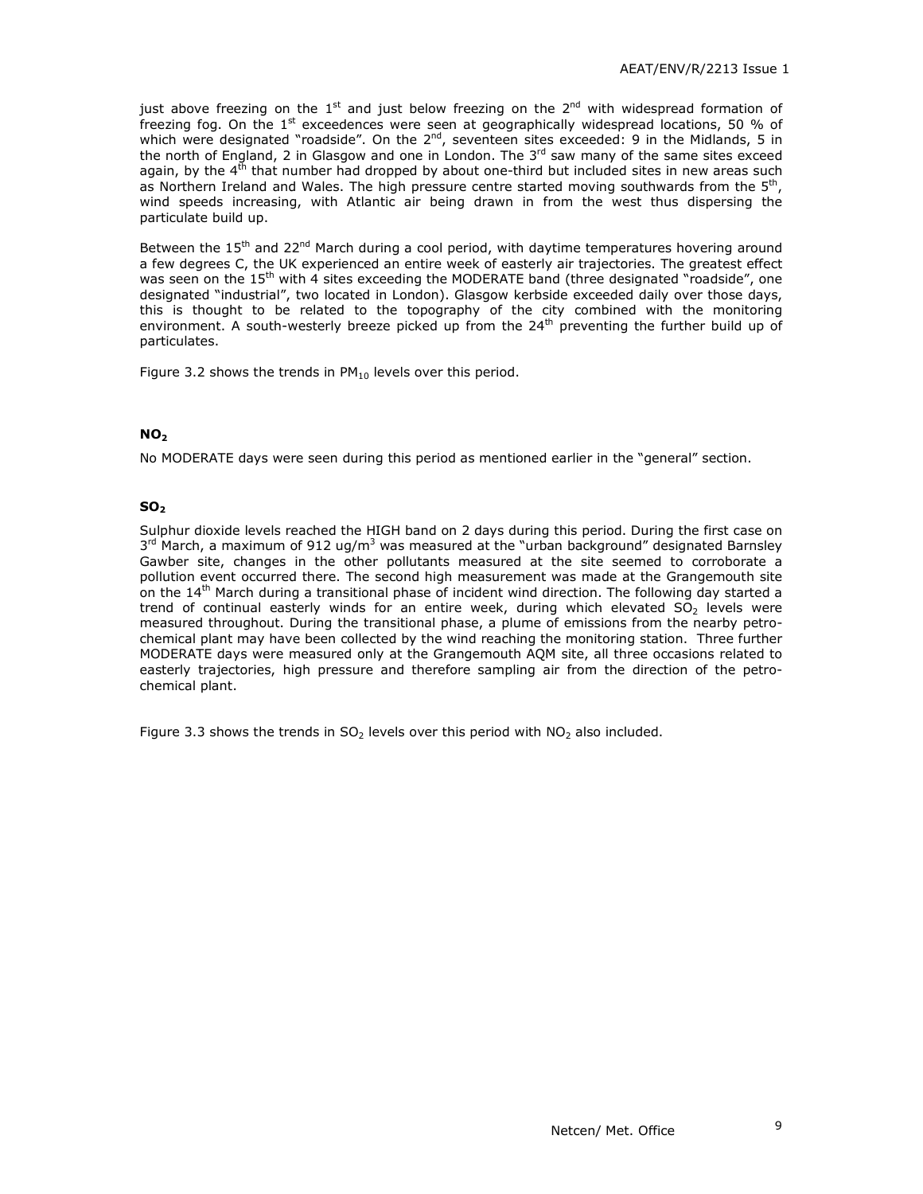just above freezing on the 1st and just below freezing on the 2nd with widespread formation of freezing fog. On the 1st exceedences were seen at geographically widespread locations, 50 % of which were designated "roadside". On the 2nd, seventeen sites exceeded: 9 in the Midlands, 5 in the north of England, 2 in Glasgow and one in London. The 3rd saw many of the same sites exceed again, by the 4th that number had dropped by about one-third but included sites in new areas such as Northern Ireland and Wales. The high pressure centre started moving southwards from the 5th, wind speeds increasing, with Atlantic air being drawn in from the west thus dispersing the particulate build up.

Between the 15th and 22nd March during a cool period, with daytime temperatures hovering around a few degrees C, the UK experienced an entire week of easterly air trajectories. The greatest effect was seen on the 15th with 4 sites exceeding the MODERATE band (three designated "roadside", one designated "industrial", two located in London). Glasgow kerbside exceeded daily over those days, this is thought to be related to the topography of the city combined with the monitoring environment. A south-westerly breeze picked up from the 24th preventing the further build up of particulates.

Figure 3.2 shows the trends in $PM_{10}$ levels over this period.

### $NO_2$

No MODERATE days were seen during this period as mentioned earlier in the "general" section.

### $SO_2$

Sulphur dioxide levels reached the HIGH band on 2 days during this period. During the first case on 3rd March, a maximum of 912 $ug/m^3$ was measured at the "urban background" designated Barnsley Gawber site, changes in the other pollutants measured at the site seemed to corroborate a pollution event occurred there. The second high measurement was made at the Grangemouth site on the 14th March during a transitional phase of incident wind direction. The following day started a trend of continual easterly winds for an entire week, during which elevated $SO_2$ levels were measured throughout. During the transitional phase, a plume of emissions from the nearby petro-chemical plant may have been collected by the wind reaching the monitoring station. Three further MODERATE days were measured only at the Grangemouth AQM site, all three occasions related to easterly trajectories, high pressure and therefore sampling air from the direction of the petro-chemical plant.

Figure 3.3 shows the trends in $SO_2$ levels over this period with $NO_2$ also included.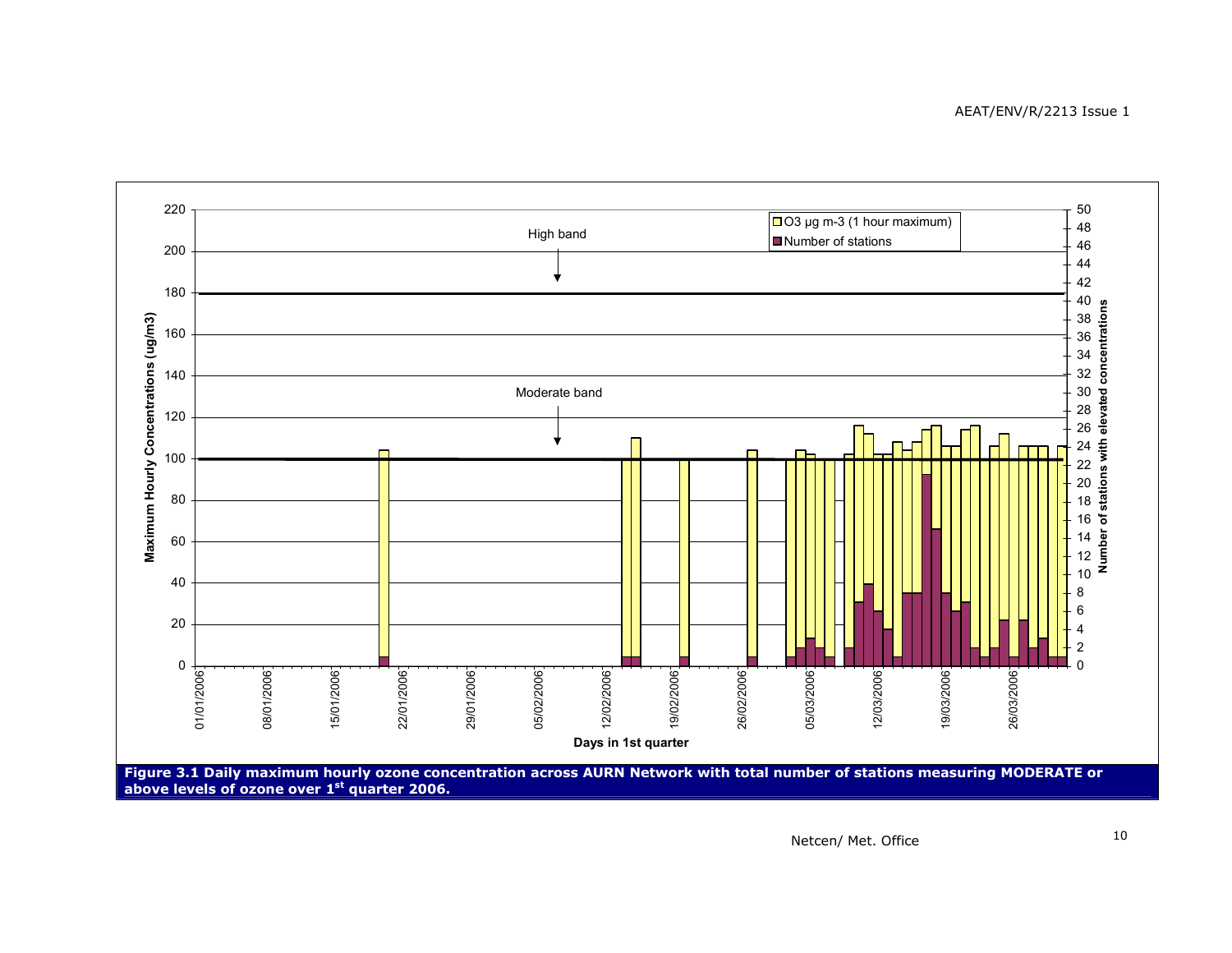**Figure 3.1 Daily maximum hourly ozone concentration across AURN Network with total number of stations measuring MODERATE or above levels of ozone over 1st quarter 2006.**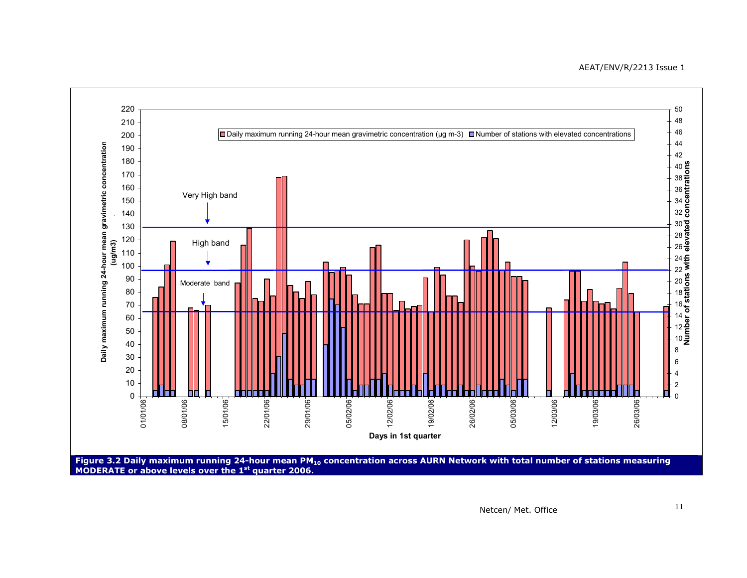**Figure 3.2 Daily maximum running 24-hour mean $PM_{10}$ concentration across AURN Network with total number of stations measuring MODERATE or above levels over the 1st quarter 2006.**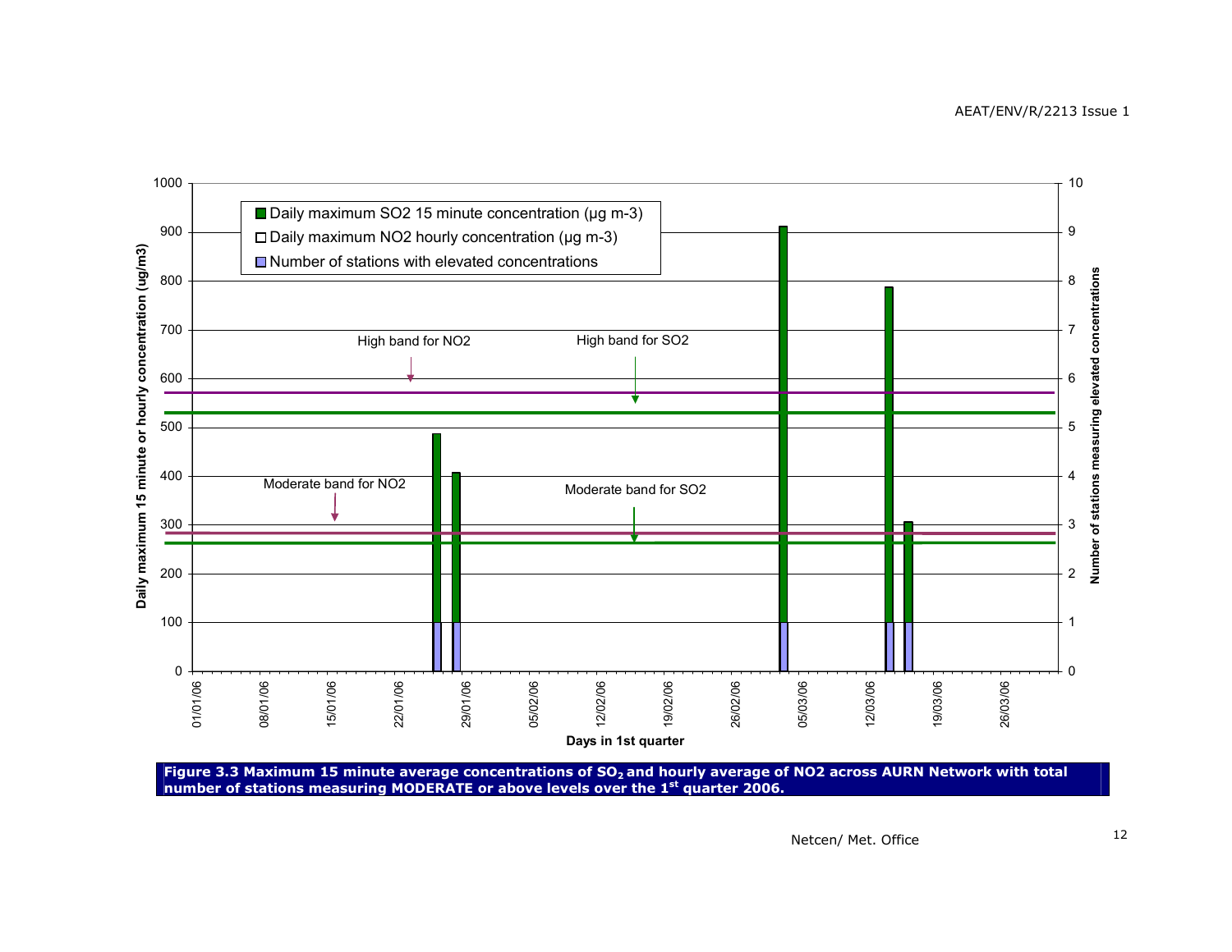**Figure 3.3 Maximum 15 minute average concentrations of $SO_2$ and hourly average of NO2 across AURN Network with total number of stations measuring MODERATE or above levels over the 1st quarter 2006.**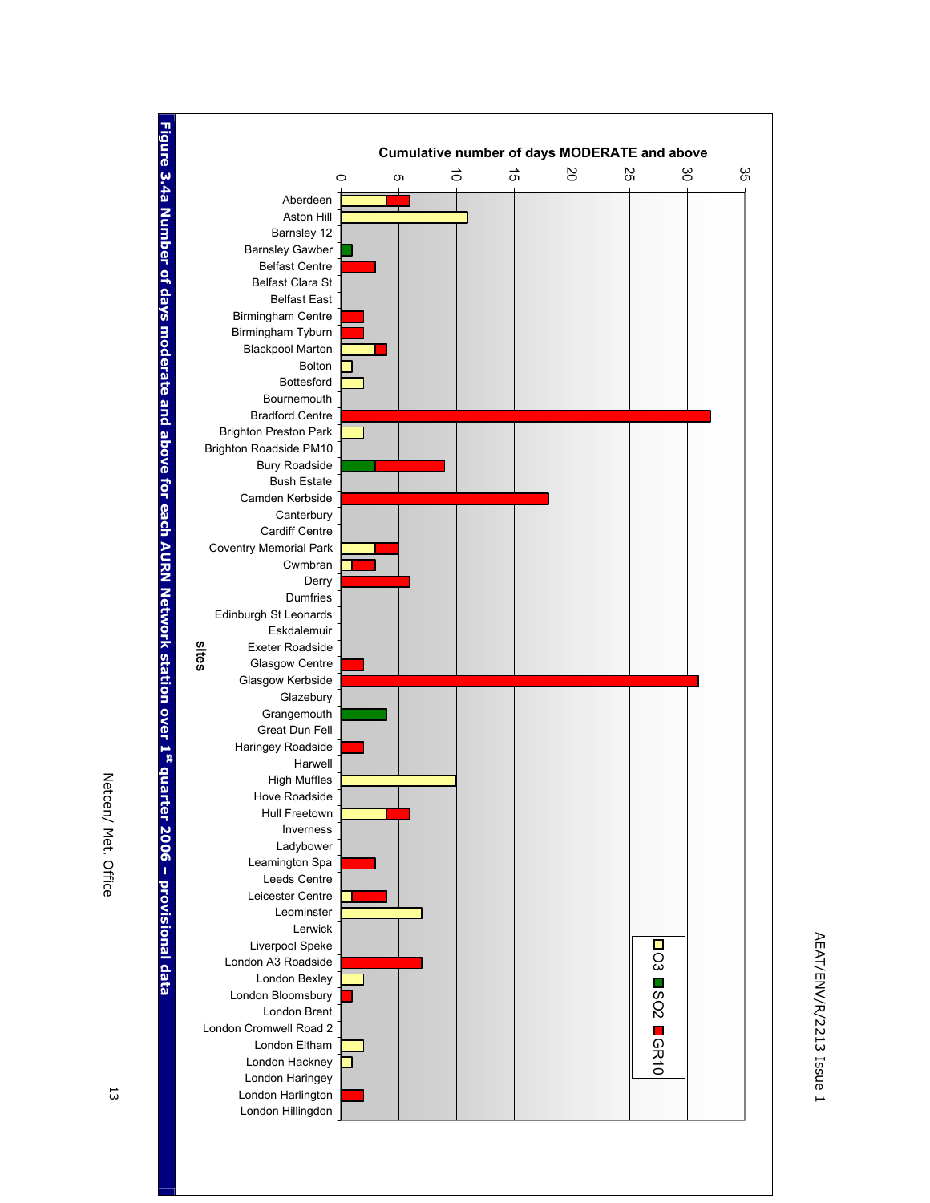**Cumulative number of days MODERATE and above**

Legend: O3, SO2, GR10

Sites (y-axis): Aberdeen, Aston Hill, Barnsley 12, Barnsley Gawber, Belfast Centre, Belfast Clara St, Belfast East, Birmingham Centre, Birmingham Tyburn, Blackpool Marton, Bolton, Bottesford, Bournemouth, Bradford Centre, Brighton Preston Park, Brighton Roadside PM10, Bury Roadside, Bush Estate, Camden Kerbside, Canterbury, Cardiff Centre, Coventry Memorial Park, Cwmbran, Derry, Dumfries, Edinburgh St Leonards, Eskdalemuir, Exeter Roadside, Glasgow Centre, Glasgow Kerbside, Glazebury, Grangemouth, Great Dun Fell, Haringey Roadside, Harwell, High Muffles, Hove Roadside, Hull Freetown, Inverness, Ladybower, Leamington Spa, Leeds Centre, Leicester Centre, Leominster, Lerwick, Liverpool Speke, London A3 Roadside, London Bexley, London Bloomsbury, London Brent, London Cromwell Road 2, London Eltham, London Hackney, London Haringey, London Harlington, London Hillingdon

X-axis: 0, 5, 10, 15, 20, 25, 30, 35

**Figure 3.4a Number of days moderate and above for each AURN Network station over 1st quarter 2006 – provisional data**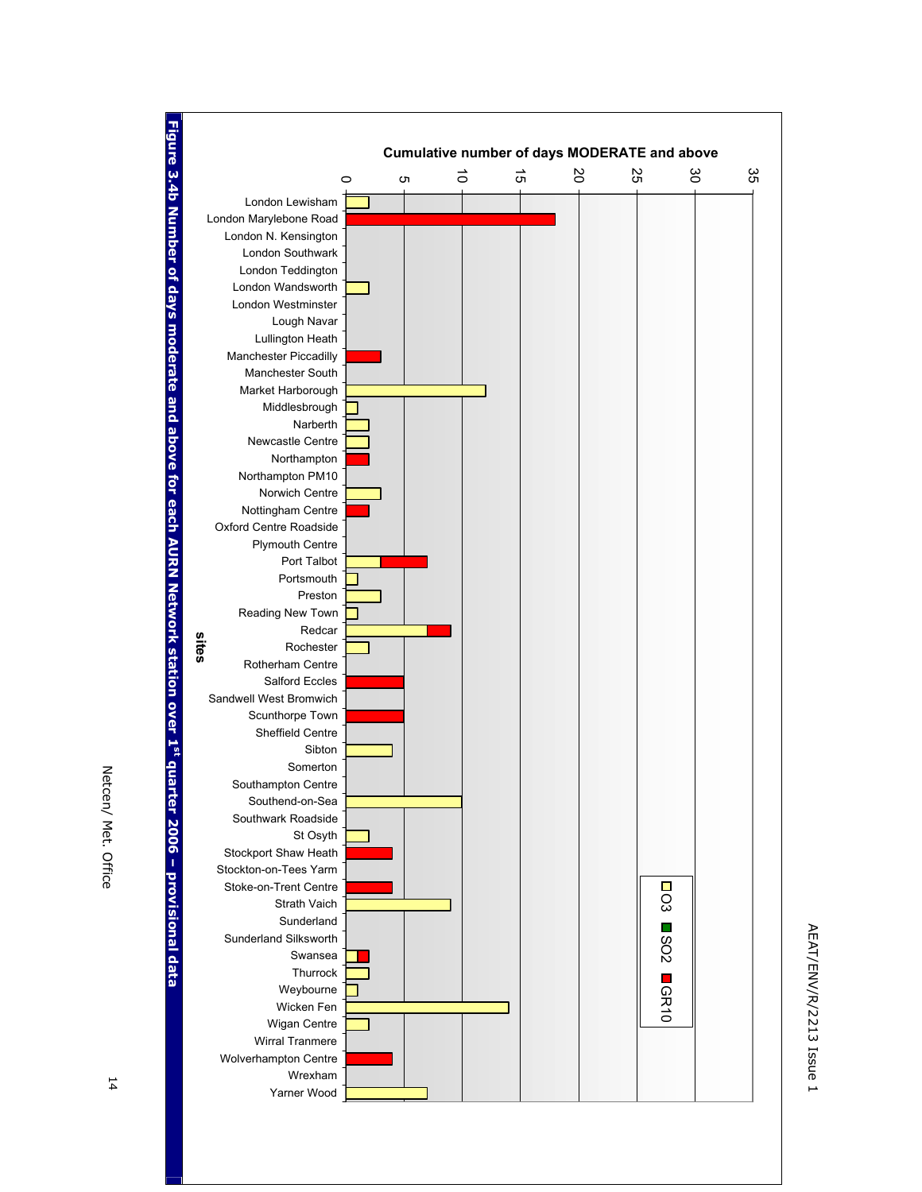**Cumulative number of days MODERATE and above**

0 5 10 15 20 25 30 35

**sites**

London Lewisham
London Marylebone Road
London N. Kensington
London Southwark
London Teddington
London Wandsworth
London Westminster
Lough Navar
Lullington Heath
Manchester Piccadilly
Manchester South
Market Harborough
Middlesbrough
Narberth
Newcastle Centre
Northampton
Northampton PM10
Norwich Centre
Nottingham Centre
Oxford Centre Roadside
Plymouth Centre
Port Talbot
Portsmouth
Preston
Reading New Town
Redcar
Rochester
Rotherham Centre
Salford Eccles
Sandwell West Bromwich
Scunthorpe Town
Sheffield Centre
Sibton
Somerton
Southampton Centre
Southend-on-Sea
Southwark Roadside
St Osyth
Stockport Shaw Heath
Stockton-on-Tees Yarm
Stoke-on-Trent Centre
Strath Vaich
Sunderland
Sunderland Silksworth
Swansea
Thurrock
Weybourne
Wicken Fen
Wigan Centre
Wirral Tranmere
Wolverhampton Centre
Wrexham
Yarner Wood

□ O3 ■ SO2 ■ GR10

**Figure 3.4b Number of days moderate and above for each AURN Network station over 1st quarter 2006 – provisional data**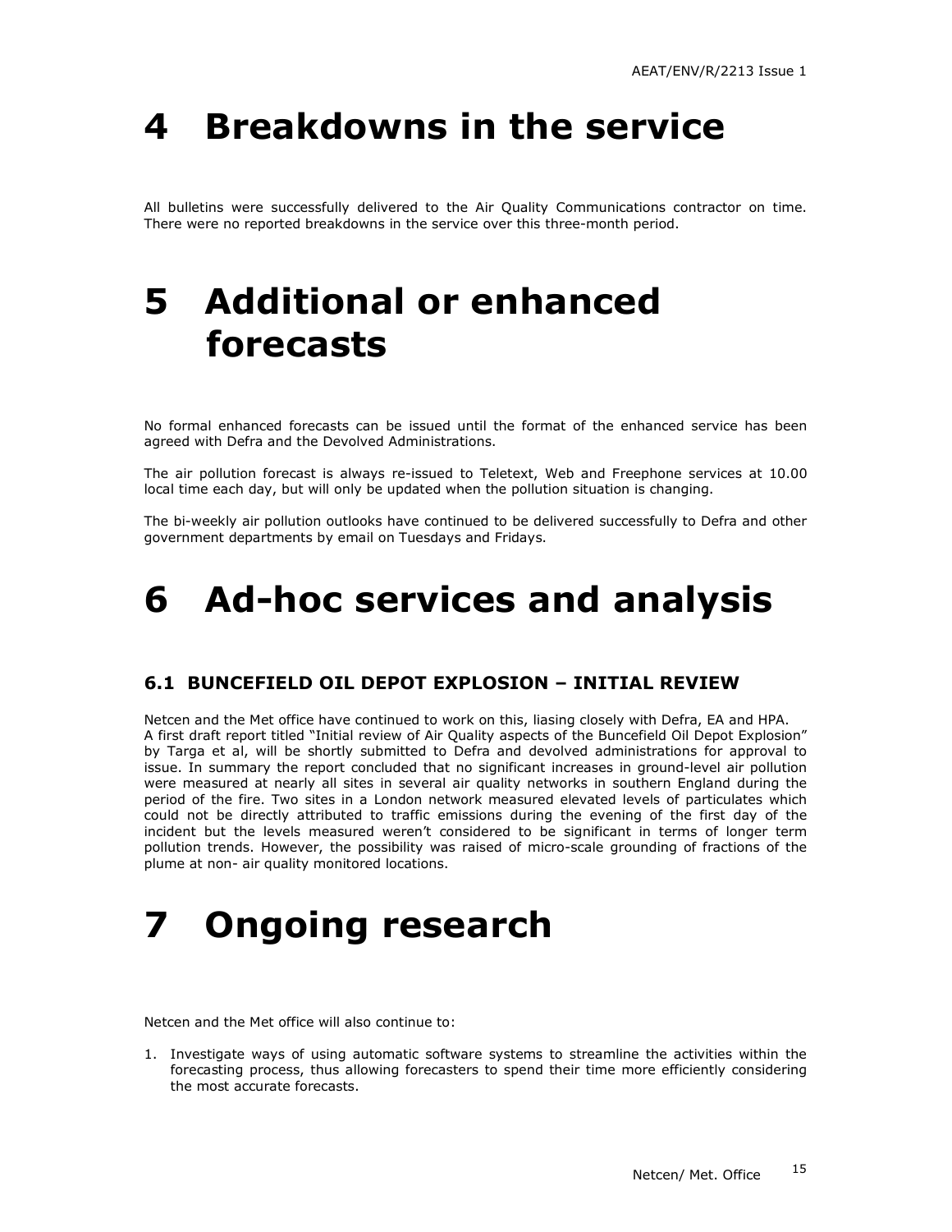# 4 Breakdowns in the service

All bulletins were successfully delivered to the Air Quality Communications contractor on time. There were no reported breakdowns in the service over this three-month period.

# 5 Additional or enhanced forecasts

No formal enhanced forecasts can be issued until the format of the enhanced service has been agreed with Defra and the Devolved Administrations.

The air pollution forecast is always re-issued to Teletext, Web and Freephone services at 10.00 local time each day, but will only be updated when the pollution situation is changing.

The bi-weekly air pollution outlooks have continued to be delivered successfully to Defra and other government departments by email on Tuesdays and Fridays.

# 6 Ad-hoc services and analysis

## 6.1 BUNCEFIELD OIL DEPOT EXPLOSION – INITIAL REVIEW

Netcen and the Met office have continued to work on this, liasing closely with Defra, EA and HPA. A first draft report titled "Initial review of Air Quality aspects of the Buncefield Oil Depot Explosion" by Targa et al, will be shortly submitted to Defra and devolved administrations for approval to issue. In summary the report concluded that no significant increases in ground-level air pollution were measured at nearly all sites in several air quality networks in southern England during the period of the fire. Two sites in a London network measured elevated levels of particulates which could not be directly attributed to traffic emissions during the evening of the first day of the incident but the levels measured weren't considered to be significant in terms of longer term pollution trends. However, the possibility was raised of micro-scale grounding of fractions of the plume at non- air quality monitored locations.

# 7 Ongoing research

Netcen and the Met office will also continue to:

1. Investigate ways of using automatic software systems to streamline the activities within the forecasting process, thus allowing forecasters to spend their time more efficiently considering the most accurate forecasts.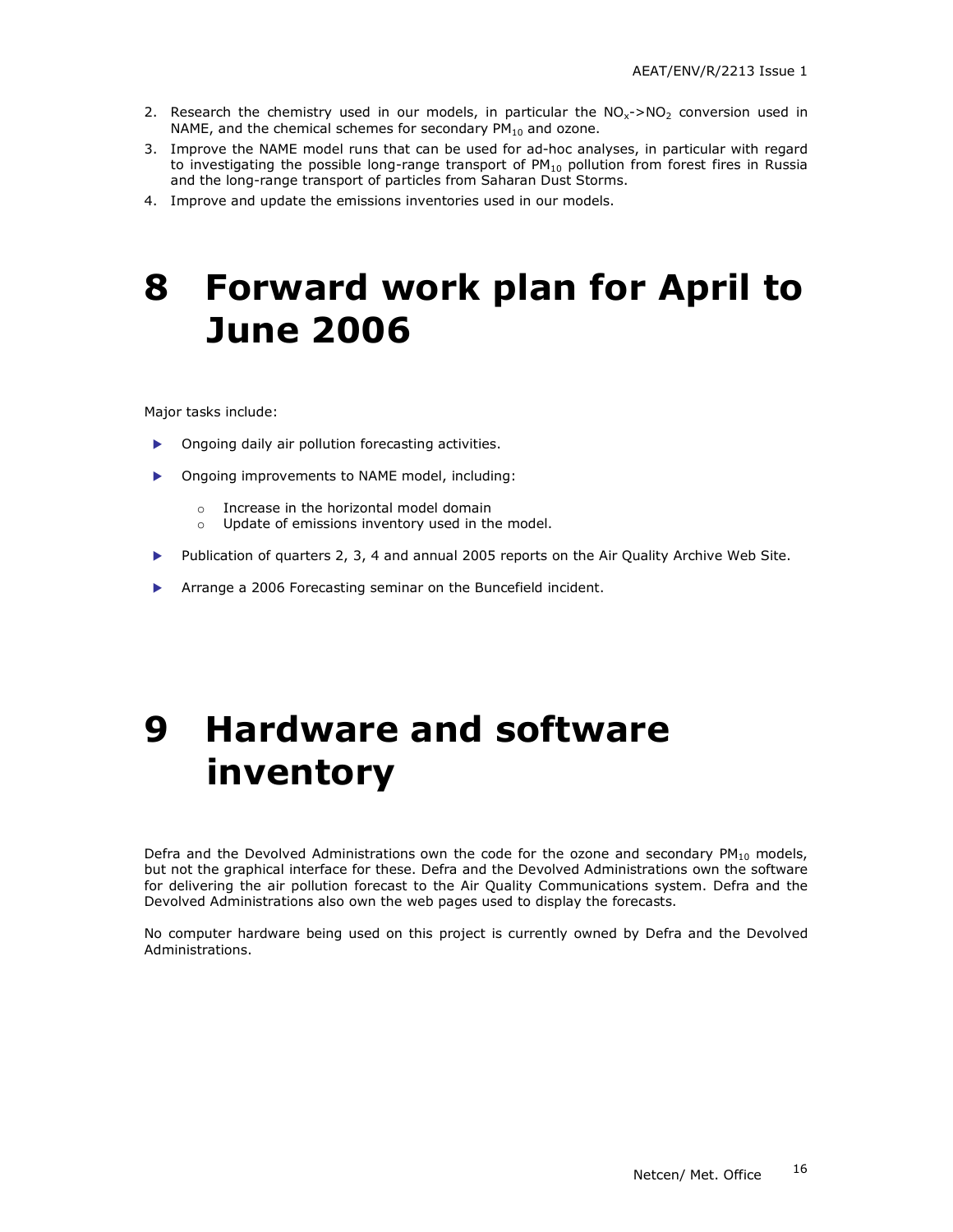2. Research the chemistry used in our models, in particular the $NO_x$->$NO_2$ conversion used in NAME, and the chemical schemes for secondary $PM_{10}$ and ozone.
3. Improve the NAME model runs that can be used for ad-hoc analyses, in particular with regard to investigating the possible long-range transport of $PM_{10}$ pollution from forest fires in Russia and the long-range transport of particles from Saharan Dust Storms.
4. Improve and update the emissions inventories used in our models.

# 8 Forward work plan for April to June 2006

Major tasks include:

- Ongoing daily air pollution forecasting activities.
- Ongoing improvements to NAME model, including:
  - Increase in the horizontal model domain
  - Update of emissions inventory used in the model.
- Publication of quarters 2, 3, 4 and annual 2005 reports on the Air Quality Archive Web Site.
- Arrange a 2006 Forecasting seminar on the Buncefield incident.

# 9 Hardware and software inventory

Defra and the Devolved Administrations own the code for the ozone and secondary $PM_{10}$ models, but not the graphical interface for these. Defra and the Devolved Administrations own the software for delivering the air pollution forecast to the Air Quality Communications system. Defra and the Devolved Administrations also own the web pages used to display the forecasts.

No computer hardware being used on this project is currently owned by Defra and the Devolved Administrations.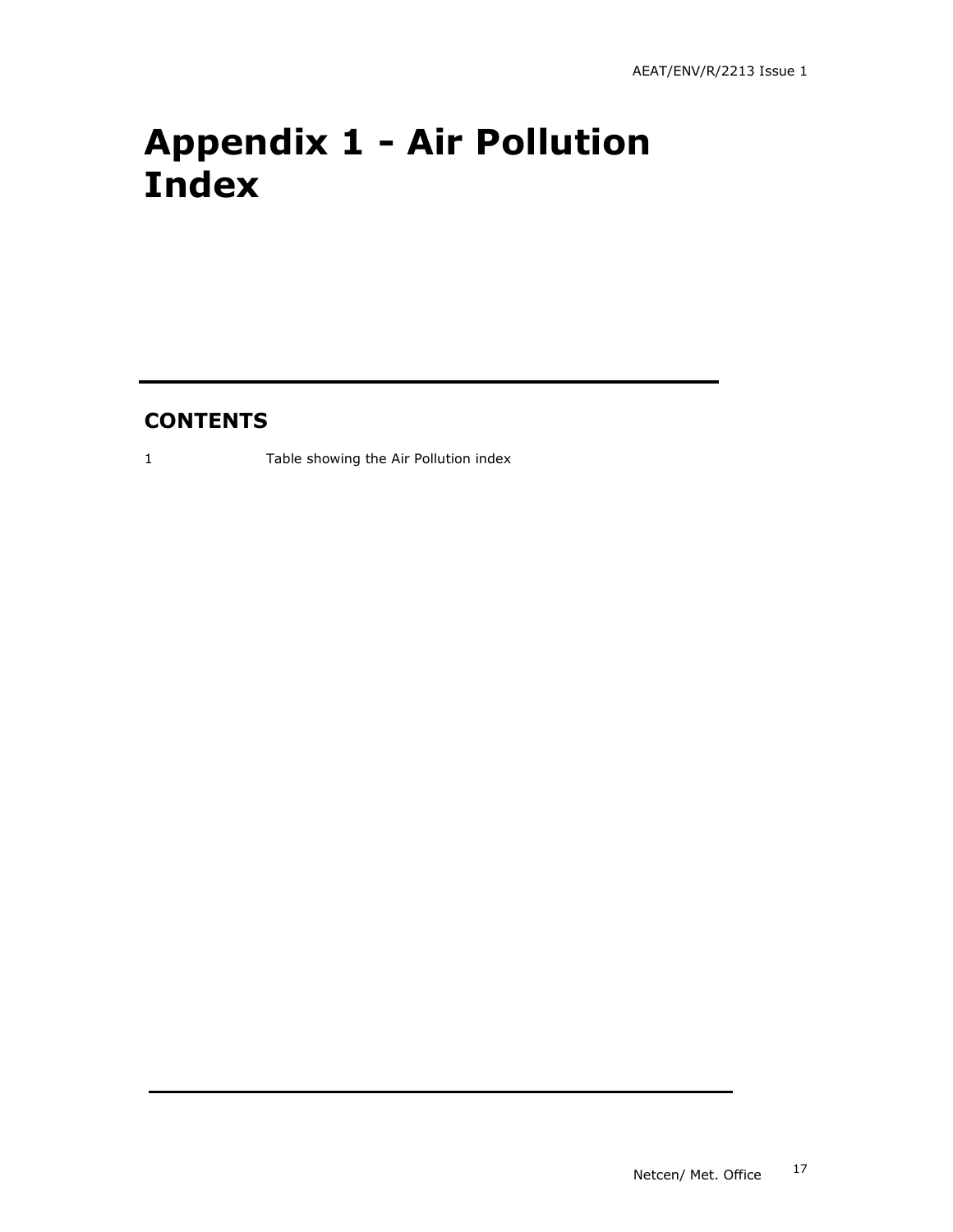# Appendix 1 - Air Pollution Index

## CONTENTS

1 Table showing the Air Pollution index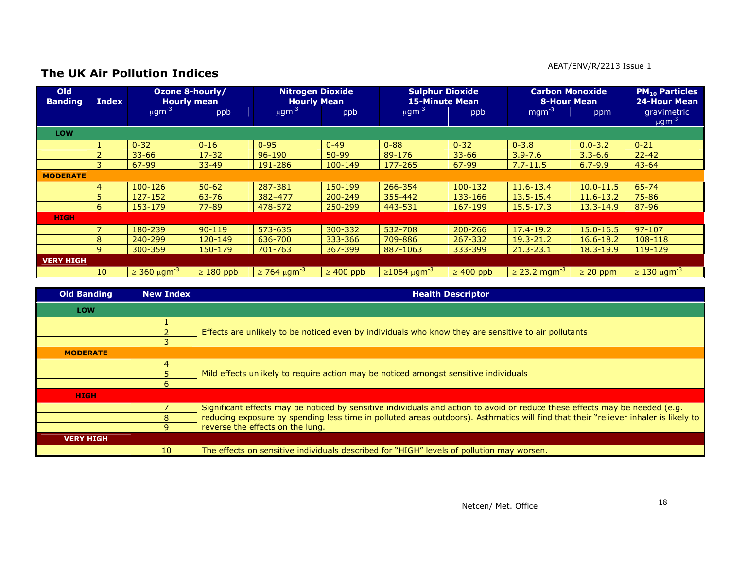## The UK Air Pollution Indices

| Old Banding | Index | Ozone 8-hourly/ Hourly mean | | Nitrogen Dioxide Hourly Mean | | Sulphur Dioxide 15-Minute Mean | | Carbon Monoxide 8-Hour Mean | | $PM_{10}$ Particles 24-Hour Mean |
|---|---|---|---|---|---|---|---|---|---|---|
| | | $\mu gm^{-3}$ | ppb | $\mu gm^{-3}$ | ppb | $\mu gm^{-3}$ | ppb | $mgm^{-3}$ | ppm | gravimetric $\mu gm^{-3}$ |
| **LOW** | | | | | | | | | | |
| | 1 | 0-32 | 0-16 | 0-95 | 0-49 | 0-88 | 0-32 | 0-3.8 | 0.0-3.2 | 0-21 |
| | 2 | 33-66 | 17-32 | 96-190 | 50-99 | 89-176 | 33-66 | 3.9-7.6 | 3.3-6.6 | 22-42 |
| | 3 | 67-99 | 33-49 | 191-286 | 100-149 | 177-265 | 67-99 | 7.7-11.5 | 6.7-9.9 | 43-64 |
| **MODERATE** | | | | | | | | | | |
| | 4 | 100-126 | 50-62 | 287-381 | 150-199 | 266-354 | 100-132 | 11.6-13.4 | 10.0-11.5 | 65-74 |
| | 5 | 127-152 | 63-76 | 382–477 | 200-249 | 355-442 | 133-166 | 13.5-15.4 | 11.6-13.2 | 75-86 |
| | 6 | 153-179 | 77-89 | 478-572 | 250-299 | 443-531 | 167-199 | 15.5-17.3 | 13.3-14.9 | 87-96 |
| **HIGH** | | | | | | | | | | |
| | 7 | 180-239 | 90-119 | 573-635 | 300-332 | 532-708 | 200-266 | 17.4-19.2 | 15.0-16.5 | 97-107 |
| | 8 | 240-299 | 120-149 | 636-700 | 333-366 | 709-886 | 267-332 | 19.3-21.2 | 16.6-18.2 | 108-118 |
| | 9 | 300-359 | 150-179 | 701-763 | 367-399 | 887-1063 | 333-399 | 21.3-23.1 | 18.3-19.9 | 119-129 |
| **VERY HIGH** | | | | | | | | | | |
| | 10 | ≥ 360 $\mu gm^{-3}$ | ≥ 180 ppb | ≥ 764 $\mu gm^{-3}$ | ≥ 400 ppb | ≥1064 $\mu gm^{-3}$ | ≥ 400 ppb | ≥ 23.2 $mgm^{-3}$ | ≥ 20 ppm | ≥ 130 $\mu gm^{-3}$ |

| Old Banding | New Index | Health Descriptor |
|---|---|---|
| **LOW** | | |
| | 1 | Effects are unlikely to be noticed even by individuals who know they are sensitive to air pollutants |
| | 2 | |
| | 3 | |
| **MODERATE** | | |
| | 4 | Mild effects unlikely to require action may be noticed amongst sensitive individuals |
| | 5 | |
| | 6 | |
| **HIGH** | | |
| | 7 | Significant effects may be noticed by sensitive individuals and action to avoid or reduce these effects may be needed (e.g. reducing exposure by spending less time in polluted areas outdoors). Asthmatics will find that their "reliever inhaler is likely to reverse the effects on the lung. |
| | 8 | |
| | 9 | |
| **VERY HIGH** | | |
| | 10 | The effects on sensitive individuals described for "HIGH" levels of pollution may worsen. |

Netcen/ Met. Office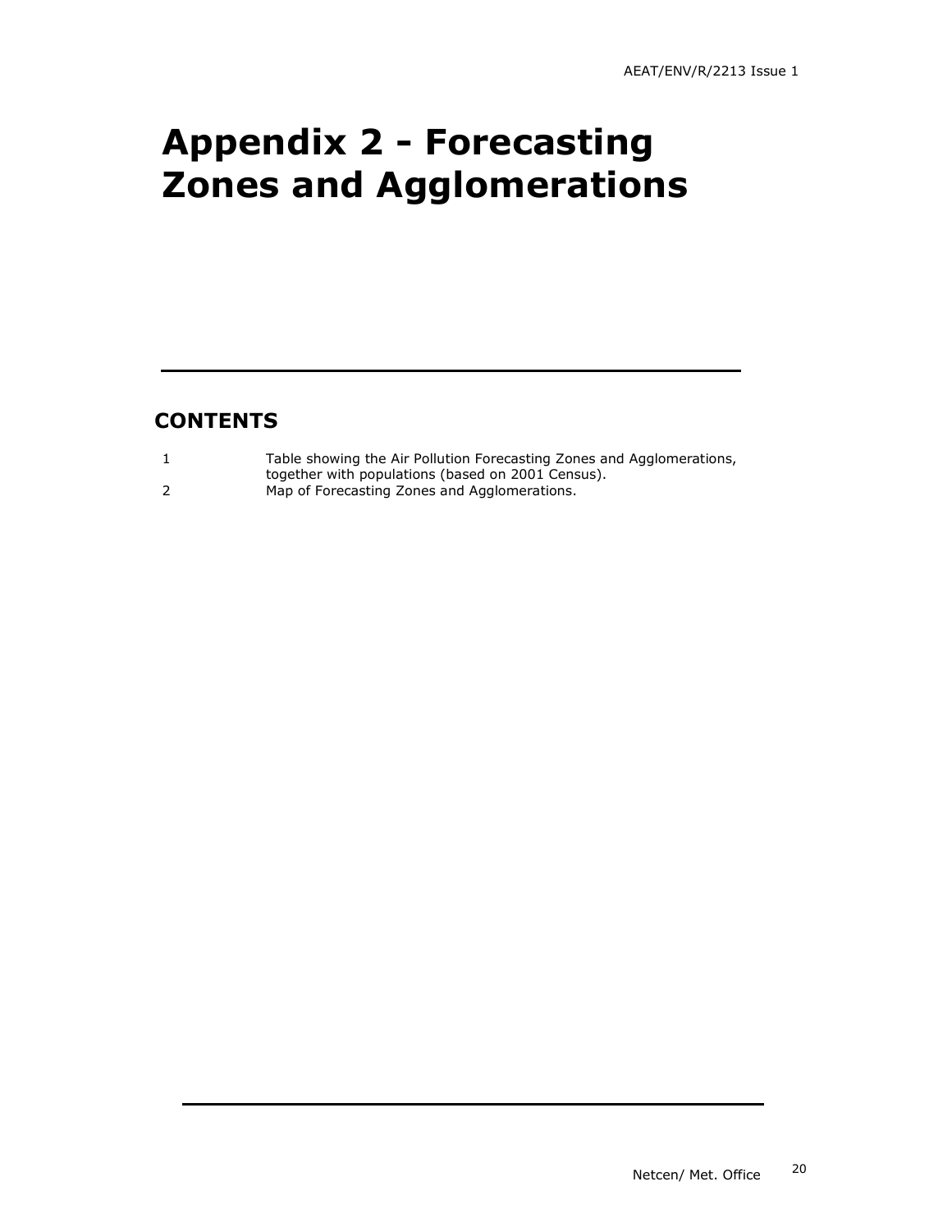# Appendix 2 - Forecasting Zones and Agglomerations

## CONTENTS

| | |
|---|---|
| 1 | Table showing the Air Pollution Forecasting Zones and Agglomerations, together with populations (based on 2001 Census). |
| 2 | Map of Forecasting Zones and Agglomerations. |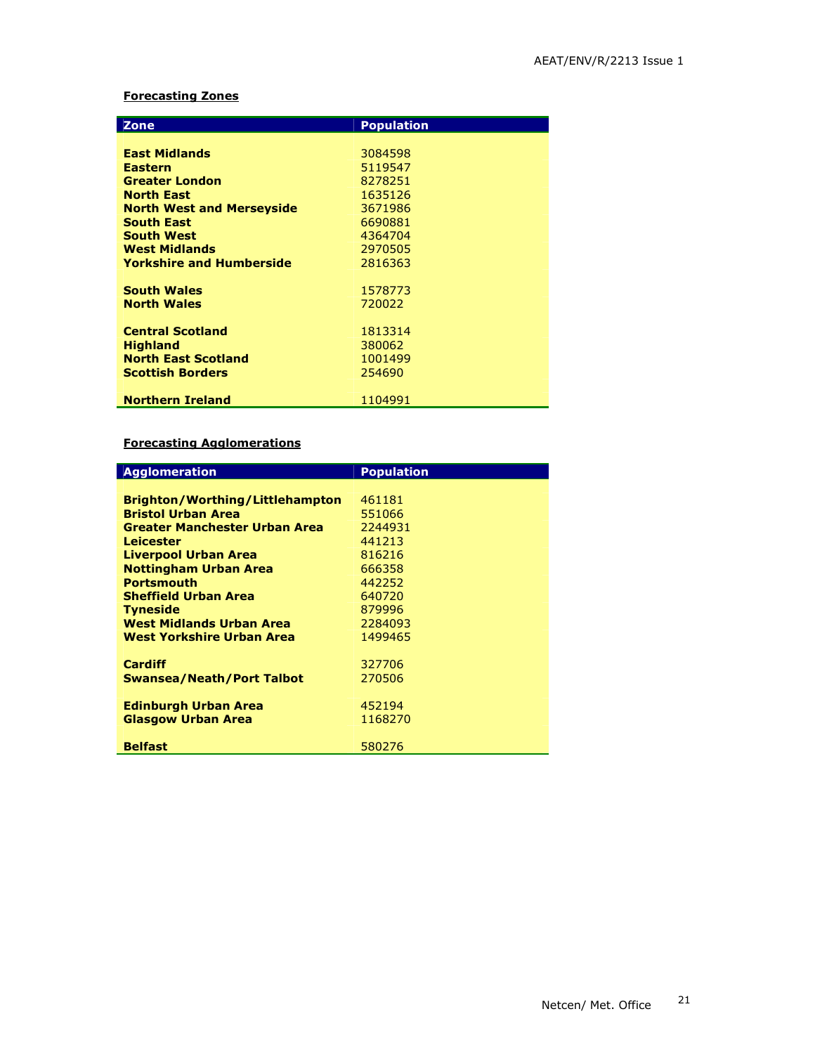**Forecasting Zones**

| Zone | Population |
|---|---|
| **East Midlands** | 3084598 |
| **Eastern** | 5119547 |
| **Greater London** | 8278251 |
| **North East** | 1635126 |
| **North West and Merseyside** | 3671986 |
| **South East** | 6690881 |
| **South West** | 4364704 |
| **West Midlands** | 2970505 |
| **Yorkshire and Humberside** | 2816363 |
| **South Wales** | 1578773 |
| **North Wales** | 720022 |
| **Central Scotland** | 1813314 |
| **Highland** | 380062 |
| **North East Scotland** | 1001499 |
| **Scottish Borders** | 254690 |
| **Northern Ireland** | 1104991 |

**Forecasting Agglomerations**

| Agglomeration | Population |
|---|---|
| **Brighton/Worthing/Littlehampton** | 461181 |
| **Bristol Urban Area** | 551066 |
| **Greater Manchester Urban Area** | 2244931 |
| **Leicester** | 441213 |
| **Liverpool Urban Area** | 816216 |
| **Nottingham Urban Area** | 666358 |
| **Portsmouth** | 442252 |
| **Sheffield Urban Area** | 640720 |
| **Tyneside** | 879996 |
| **West Midlands Urban Area** | 2284093 |
| **West Yorkshire Urban Area** | 1499465 |
| **Cardiff** | 327706 |
| **Swansea/Neath/Port Talbot** | 270506 |
| **Edinburgh Urban Area** | 452194 |
| **Glasgow Urban Area** | 1168270 |
| **Belfast** | 580276 |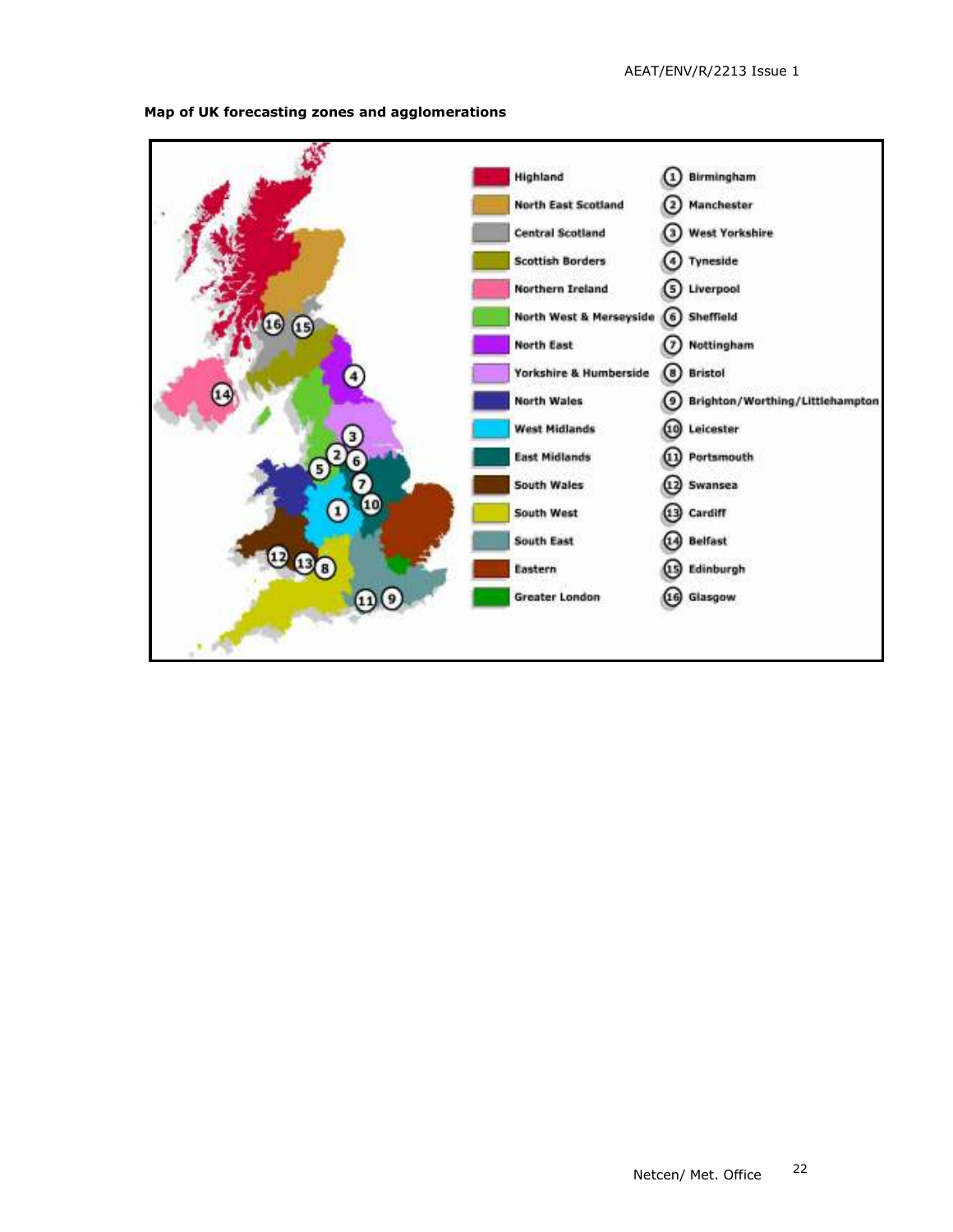**Map of UK forecasting zones and agglomerations**

| Zone | Agglomeration |
|---|---|
| Highland | 1 Birmingham |
| North East Scotland | 2 Manchester |
| Central Scotland | 3 West Yorkshire |
| Scottish Borders | 4 Tyneside |
| Northern Ireland | 5 Liverpool |
| North West & Merseyside | 6 Sheffield |
| North East | 7 Nottingham |
| Yorkshire & Humberside | 8 Bristol |
| North Wales | 9 Brighton/Worthing/Littlehampton |
| West Midlands | 10 Leicester |
| East Midlands | 11 Portsmouth |
| South Wales | 12 Swansea |
| South West | 13 Cardiff |
| South East | 14 Belfast |
| Eastern | 15 Edinburgh |
| Greater London | 16 Glasgow |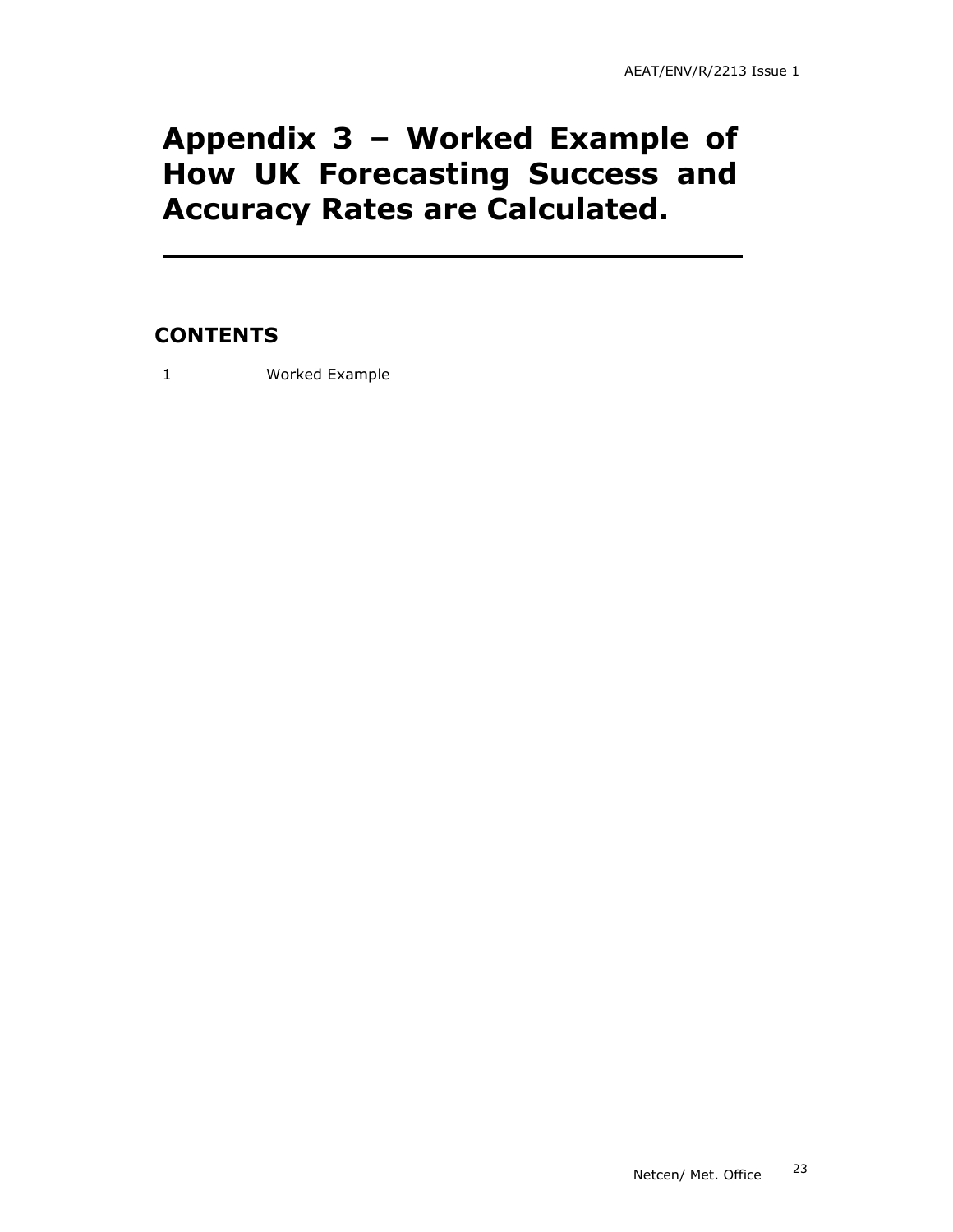# Appendix 3 – Worked Example of How UK Forecasting Success and Accuracy Rates are Calculated.

## CONTENTS

1 Worked Example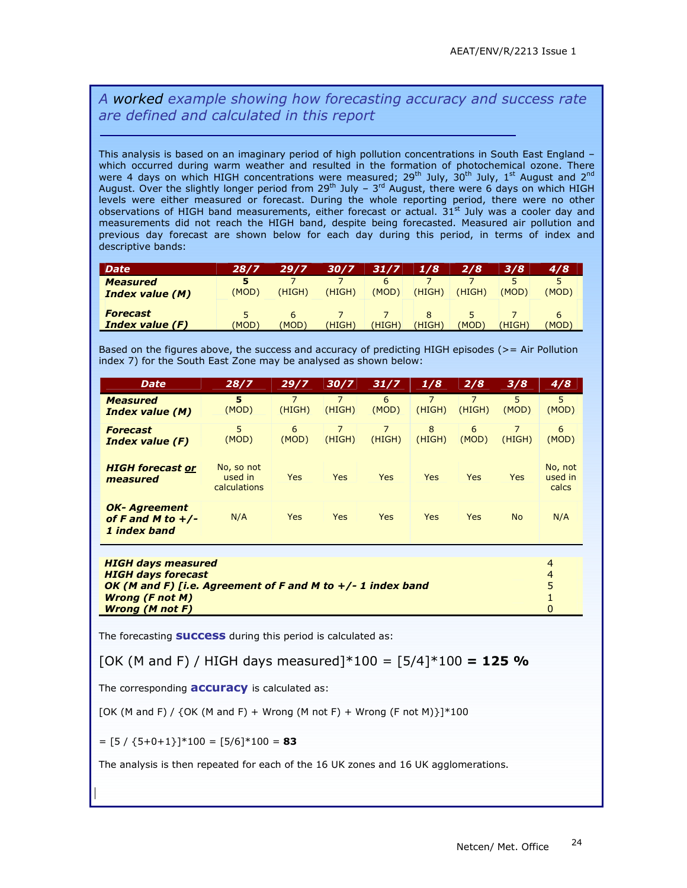## *A worked example showing how forecasting accuracy and success rate are defined and calculated in this report*

This analysis is based on an imaginary period of high pollution concentrations in South East England – which occurred during warm weather and resulted in the formation of photochemical ozone. There were 4 days on which HIGH concentrations were measured; 29th July, 30th July, 1st August and 2nd August. Over the slightly longer period from 29th July – 3rd August, there were 6 days on which HIGH levels were either measured or forecast. During the whole reporting period, there were no other observations of HIGH band measurements, either forecast or actual. 31st July was a cooler day and measurements did not reach the HIGH band, despite being forecasted. Measured air pollution and previous day forecast are shown below for each day during this period, in terms of index and descriptive bands:

| Date | 28/7 | 29/7 | 30/7 | 31/7 | 1/8 | 2/8 | 3/8 | 4/8 |
|---|---|---|---|---|---|---|---|---|
| **Measured Index value (M)** | **5** (MOD) | 7 (HIGH) | 7 (HIGH) | 6 (MOD) | 7 (HIGH) | 7 (HIGH) | 5 (MOD) | 5 (MOD) |
| **Forecast Index value (F)** | 5 (MOD) | 6 (MOD) | 7 (HIGH) | 7 (HIGH) | 8 (HIGH) | 5 (MOD) | 7 (HIGH) | 6 (MOD) |

Based on the figures above, the success and accuracy of predicting HIGH episodes (>= Air Pollution index 7) for the South East Zone may be analysed as shown below:

| Date | 28/7 | 29/7 | 30/7 | 31/7 | 1/8 | 2/8 | 3/8 | 4/8 |
|---|---|---|---|---|---|---|---|---|
| **Measured Index value (M)** | **5** (MOD) | 7 (HIGH) | 7 (HIGH) | 6 (MOD) | 7 (HIGH) | 7 (HIGH) | 5 (MOD) | 5 (MOD) |
| **Forecast Index value (F)** | 5 (MOD) | 6 (MOD) | 7 (HIGH) | 7 (HIGH) | 8 (HIGH) | 6 (MOD) | 7 (HIGH) | 6 (MOD) |
| **HIGH forecast or measured** | No, so not used in calculations | Yes | Yes | Yes | Yes | Yes | Yes | No, not used in calcs |
| **OK- Agreement of F and M to +/- 1 index band** | N/A | Yes | Yes | Yes | Yes | Yes | No | N/A |

| | |
|---|---|
| **HIGH days measured** | 4 |
| **HIGH days forecast** | 4 |
| **OK (M and F) [i.e. Agreement of F and M to +/- 1 index band** | 5 |
| **Wrong (F not M)** | 1 |
| **Wrong (M not F)** | 0 |

The forecasting **success** during this period is calculated as:

[OK (M and F) / HIGH days measured]*100 = [5/4]*100 **= 125 %**

The corresponding **accuracy** is calculated as:

[OK (M and F) / {OK (M and F) + Wrong (M not F) + Wrong (F not M)}]*100

= [5 / {5+0+1}]*100 = [5/6]*100 = **83**

The analysis is then repeated for each of the 16 UK zones and 16 UK agglomerations.